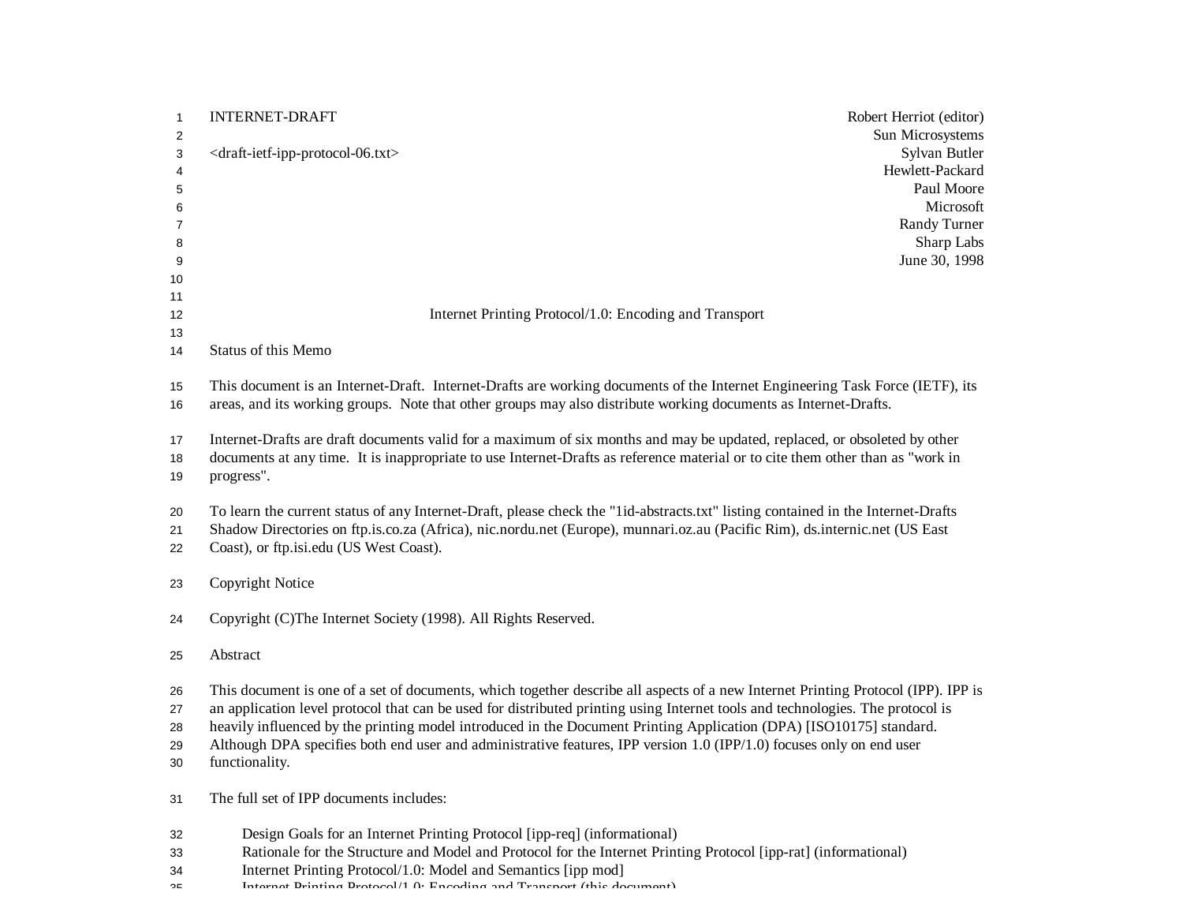INTERNET-DRAFT　　Robert Herriot (editor)
Sun Microsystems
<draft-ietf-ipp-protocol-06.txt>　　Sylvan Butler
Hewlett-Packard
Paul Moore
Microsoft
Randy Turner
Sharp Labs
June 30, 1998

# Internet Printing Protocol/1.0: Encoding and Transport

## Status of this Memo

This document is an Internet-Draft. Internet-Drafts are working documents of the Internet Engineering Task Force (IETF), its areas, and its working groups. Note that other groups may also distribute working documents as Internet-Drafts.

Internet-Drafts are draft documents valid for a maximum of six months and may be updated, replaced, or obsoleted by other documents at any time. It is inappropriate to use Internet-Drafts as reference material or to cite them other than as "work in progress".

To learn the current status of any Internet-Draft, please check the "1id-abstracts.txt" listing contained in the Internet-Drafts Shadow Directories on ftp.is.co.za (Africa), nic.nordu.net (Europe), munnari.oz.au (Pacific Rim), ds.internic.net (US East Coast), or ftp.isi.edu (US West Coast).

## Copyright Notice

Copyright (C)The Internet Society (1998). All Rights Reserved.

## Abstract

This document is one of a set of documents, which together describe all aspects of a new Internet Printing Protocol (IPP). IPP is an application level protocol that can be used for distributed printing using Internet tools and technologies. The protocol is heavily influenced by the printing model introduced in the Document Printing Application (DPA) [ISO10175] standard. Although DPA specifies both end user and administrative features, IPP version 1.0 (IPP/1.0) focuses only on end user functionality.

The full set of IPP documents includes:

- Design Goals for an Internet Printing Protocol [ipp-req] (informational)
- Rationale for the Structure and Model and Protocol for the Internet Printing Protocol [ipp-rat] (informational)
- Internet Printing Protocol/1.0: Model and Semantics [ipp mod]
- Internet Printing Protocol/1.0: Encoding and Transport (this document)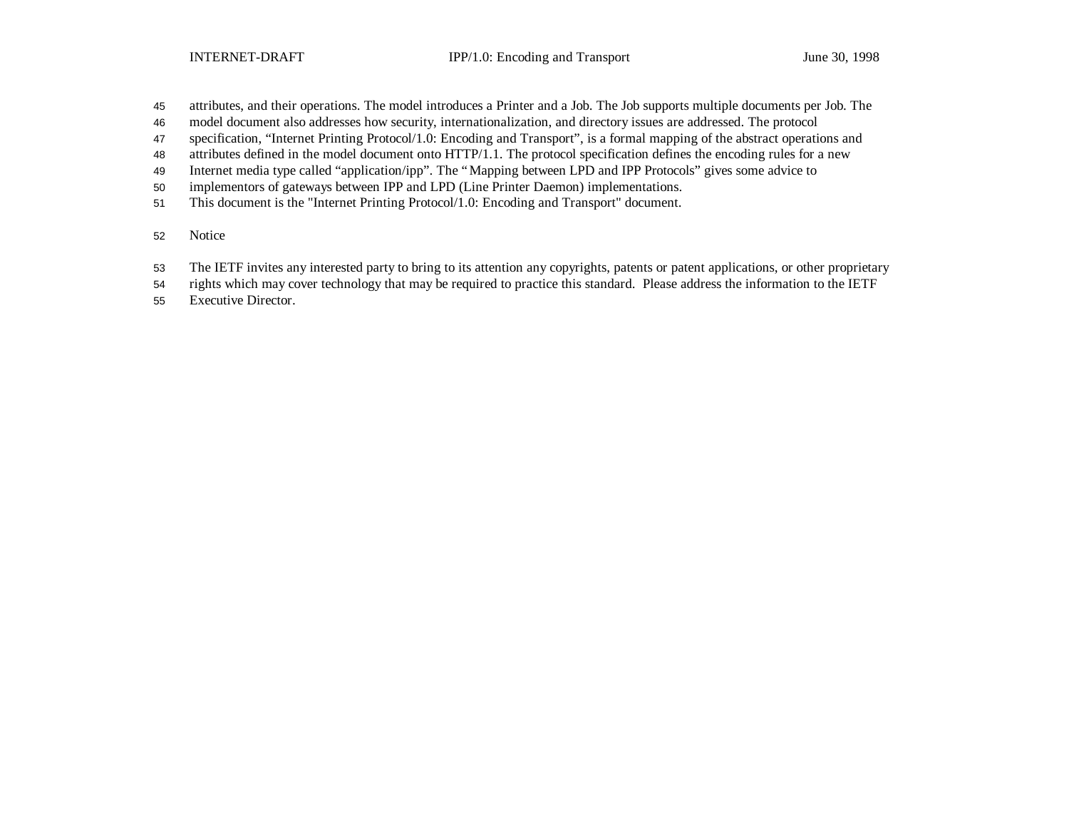attributes, and their operations. The model introduces a Printer and a Job. The Job supports multiple documents per Job. The model document also addresses how security, internationalization, and directory issues are addressed. The protocol specification, “Internet Printing Protocol/1.0: Encoding and Transport”, is a formal mapping of the abstract operations and attributes defined in the model document onto HTTP/1.1. The protocol specification defines the encoding rules for a new Internet media type called “application/ipp”. The “Mapping between LPD and IPP Protocols” gives some advice to implementors of gateways between IPP and LPD (Line Printer Daemon) implementations.

This document is the "Internet Printing Protocol/1.0: Encoding and Transport" document.

## Notice

The IETF invites any interested party to bring to its attention any copyrights, patents or patent applications, or other proprietary rights which may cover technology that may be required to practice this standard. Please address the information to the IETF Executive Director.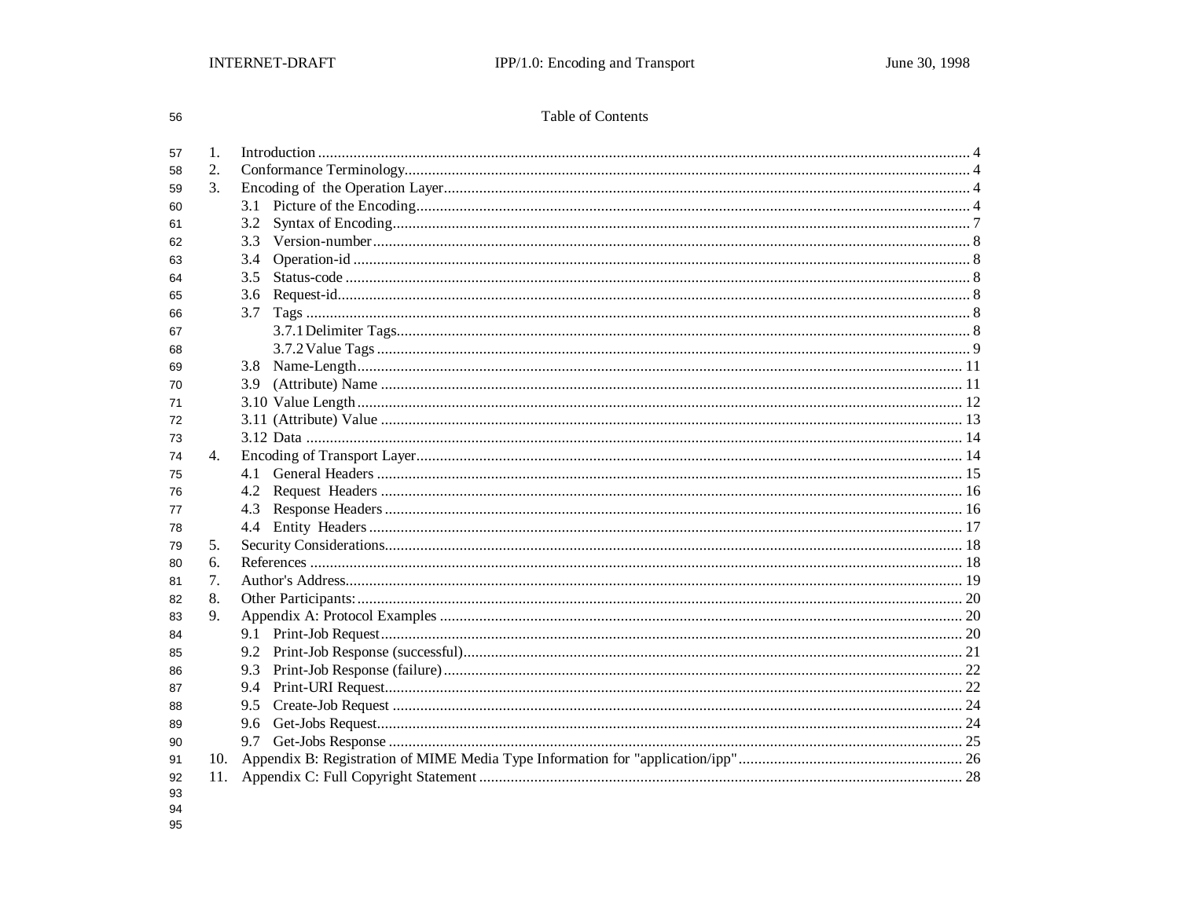## Table of Contents

1. Introduction .... 4
2. Conformance Terminology .... 4
3. Encoding of the Operation Layer .... 4
   - 3.1 Picture of the Encoding .... 4
   - 3.2 Syntax of Encoding .... 7
   - 3.3 Version-number .... 8
   - 3.4 Operation-id .... 8
   - 3.5 Status-code .... 8
   - 3.6 Request-id .... 8
   - 3.7 Tags .... 8
     - 3.7.1 Delimiter Tags .... 8
     - 3.7.2 Value Tags .... 9
   - 3.8 Name-Length .... 11
   - 3.9 (Attribute) Name .... 11
   - 3.10 Value Length .... 12
   - 3.11 (Attribute) Value .... 13
   - 3.12 Data .... 14
4. Encoding of Transport Layer .... 14
   - 4.1 General Headers .... 15
   - 4.2 Request Headers .... 16
   - 4.3 Response Headers .... 16
   - 4.4 Entity Headers .... 17
5. Security Considerations .... 18
6. References .... 18
7. Author's Address .... 19
8. Other Participants: .... 20
9. Appendix A: Protocol Examples .... 20
   - 9.1 Print-Job Request .... 20
   - 9.2 Print-Job Response (successful) .... 21
   - 9.3 Print-Job Response (failure) .... 22
   - 9.4 Print-URI Request .... 22
   - 9.5 Create-Job Request .... 24
   - 9.6 Get-Jobs Request .... 24
   - 9.7 Get-Jobs Response .... 25
10. Appendix B: Registration of MIME Media Type Information for "application/ipp" .... 26
11. Appendix C: Full Copyright Statement .... 28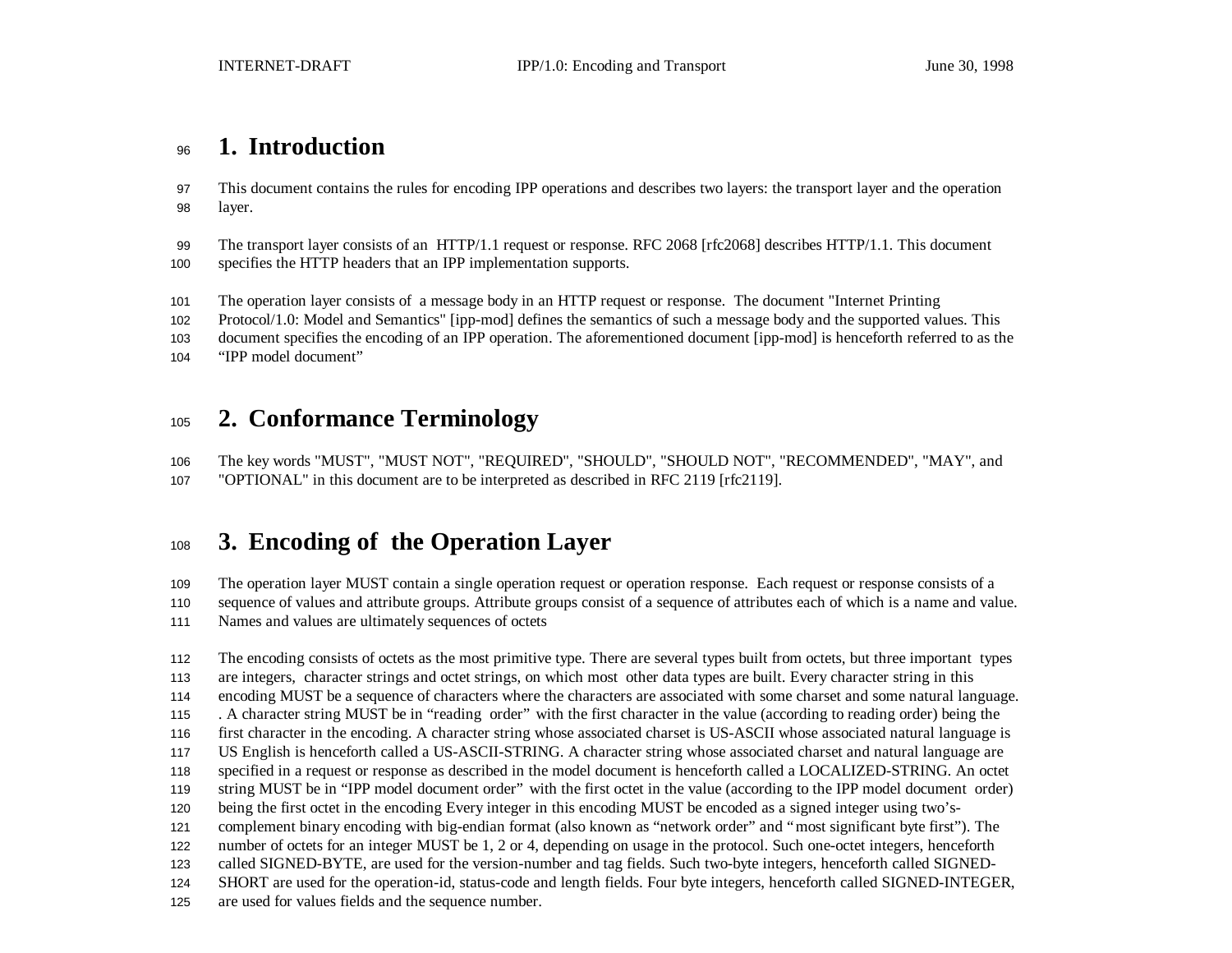# 1. Introduction

This document contains the rules for encoding IPP operations and describes two layers: the transport layer and the operation layer.

The transport layer consists of an HTTP/1.1 request or response. RFC 2068 [rfc2068] describes HTTP/1.1. This document specifies the HTTP headers that an IPP implementation supports.

The operation layer consists of a message body in an HTTP request or response. The document "Internet Printing Protocol/1.0: Model and Semantics" [ipp-mod] defines the semantics of such a message body and the supported values. This document specifies the encoding of an IPP operation. The aforementioned document [ipp-mod] is henceforth referred to as the "IPP model document"

# 2. Conformance Terminology

The key words "MUST", "MUST NOT", "REQUIRED", "SHOULD", "SHOULD NOT", "RECOMMENDED", "MAY", and "OPTIONAL" in this document are to be interpreted as described in RFC 2119 [rfc2119].

# 3. Encoding of the Operation Layer

The operation layer MUST contain a single operation request or operation response. Each request or response consists of a sequence of values and attribute groups. Attribute groups consist of a sequence of attributes each of which is a name and value. Names and values are ultimately sequences of octets

The encoding consists of octets as the most primitive type. There are several types built from octets, but three important types are integers, character strings and octet strings, on which most other data types are built. Every character string in this encoding MUST be a sequence of characters where the characters are associated with some charset and some natural language. . A character string MUST be in "reading order" with the first character in the value (according to reading order) being the first character in the encoding. A character string whose associated charset is US-ASCII whose associated natural language is US English is henceforth called a US-ASCII-STRING. A character string whose associated charset and natural language are specified in a request or response as described in the model document is henceforth called a LOCALIZED-STRING. An octet string MUST be in "IPP model document order" with the first octet in the value (according to the IPP model document order) being the first octet in the encoding Every integer in this encoding MUST be encoded as a signed integer using two's-complement binary encoding with big-endian format (also known as "network order" and "most significant byte first"). The number of octets for an integer MUST be 1, 2 or 4, depending on usage in the protocol. Such one-octet integers, henceforth called SIGNED-BYTE, are used for the version-number and tag fields. Such two-byte integers, henceforth called SIGNED-SHORT are used for the operation-id, status-code and length fields. Four byte integers, henceforth called SIGNED-INTEGER, are used for values fields and the sequence number.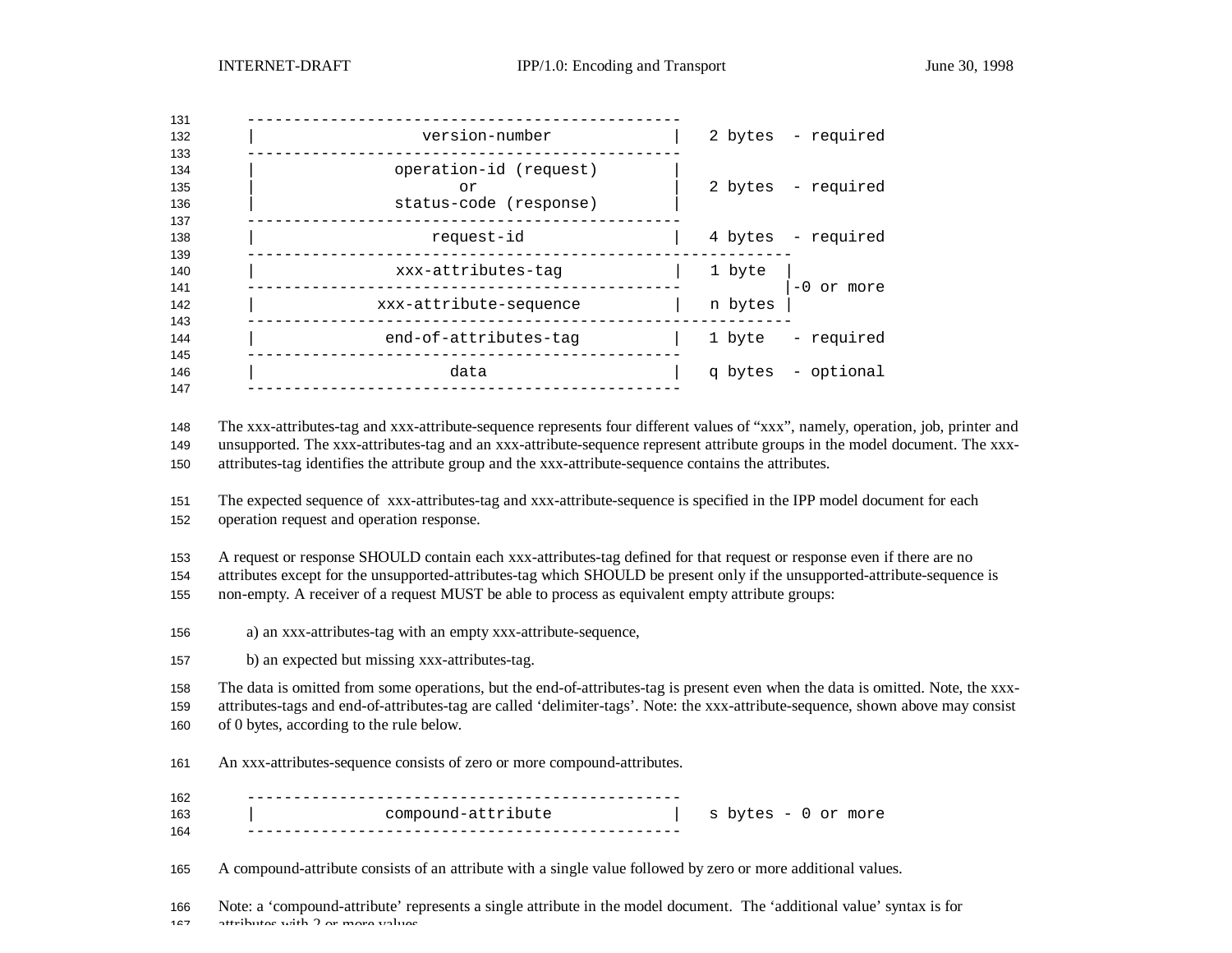```
-----------------------------------------------
|              version-number                 |   2 bytes  - required
-----------------------------------------------
|           operation-id (request)            |
|                    or                       |   2 bytes  - required
|           status-code (response)            |
-----------------------------------------------
|                request-id                   |   4 bytes  - required
-----------------------------------------------------------
|            xxx-attributes-tag               |   1 byte  |
-----------------------------------------------           |-0 or more
|          xxx-attribute-sequence             |   n bytes |
-----------------------------------------------------------
|           end-of-attributes-tag             |   1 byte   - required
-----------------------------------------------
|                   data                      |   q bytes  - optional
-----------------------------------------------
```

The xxx-attributes-tag and xxx-attribute-sequence represents four different values of "xxx", namely, operation, job, printer and unsupported. The xxx-attributes-tag and an xxx-attribute-sequence represent attribute groups in the model document. The xxx-attributes-tag identifies the attribute group and the xxx-attribute-sequence contains the attributes.

The expected sequence of xxx-attributes-tag and xxx-attribute-sequence is specified in the IPP model document for each operation request and operation response.

A request or response SHOULD contain each xxx-attributes-tag defined for that request or response even if there are no attributes except for the unsupported-attributes-tag which SHOULD be present only if the unsupported-attribute-sequence is non-empty. A receiver of a request MUST be able to process as equivalent empty attribute groups:

a) an xxx-attributes-tag with an empty xxx-attribute-sequence,

b) an expected but missing xxx-attributes-tag.

The data is omitted from some operations, but the end-of-attributes-tag is present even when the data is omitted. Note, the xxx-attributes-tags and end-of-attributes-tag are called 'delimiter-tags'. Note: the xxx-attribute-sequence, shown above may consist of 0 bytes, according to the rule below.

An xxx-attributes-sequence consists of zero or more compound-attributes.

```
-----------------------------------------------
|            compound-attribute               |   s bytes - 0 or more
-----------------------------------------------
```

A compound-attribute consists of an attribute with a single value followed by zero or more additional values.

Note: a 'compound-attribute' represents a single attribute in the model document. The 'additional value' syntax is for attributes with 2 or more values.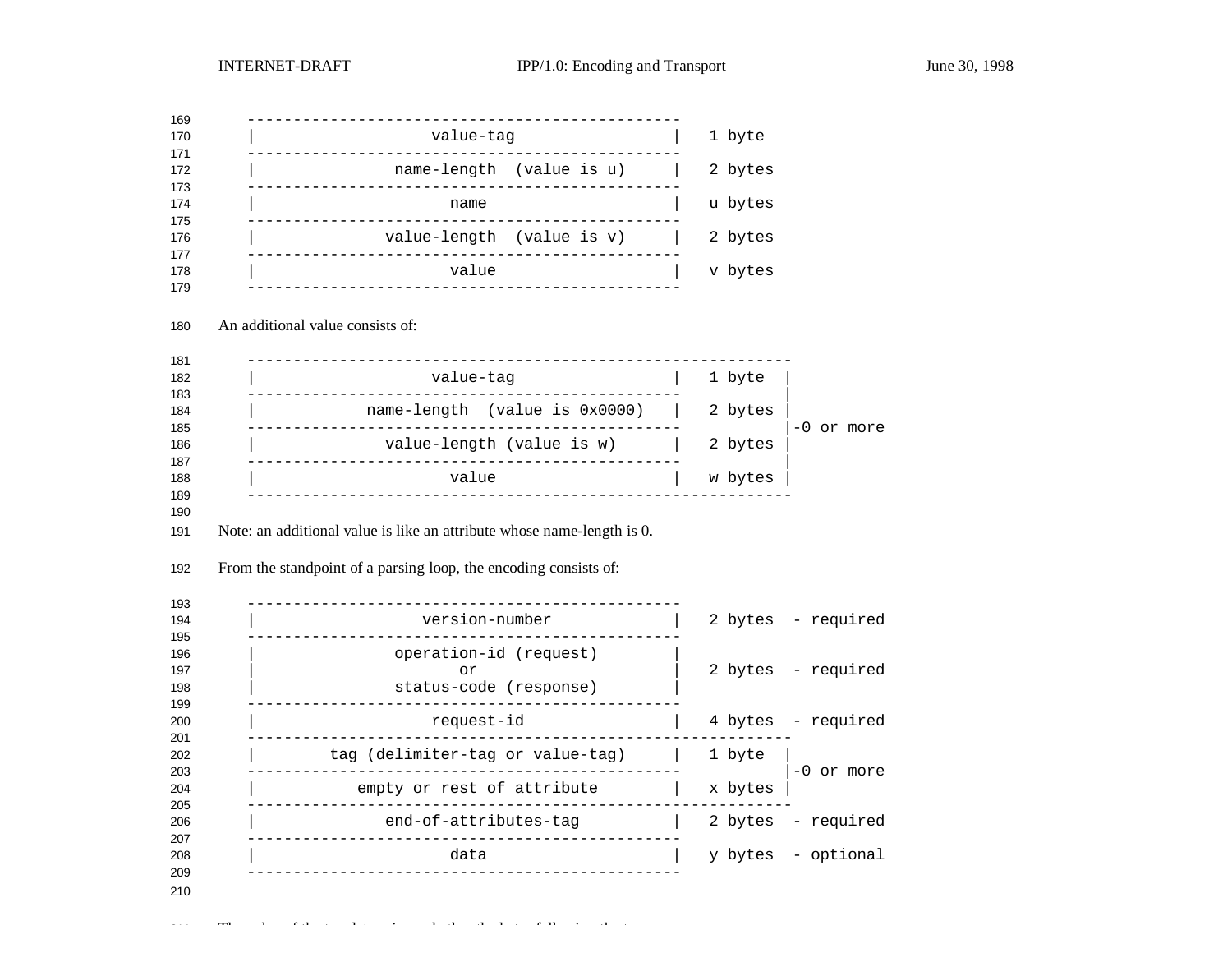```
    -----------------------------------------------
    |                  value-tag                  |   1 byte
    -----------------------------------------------
    |              name-length  (value is u)      |   2 bytes
    -----------------------------------------------
    |                     name                    |   u bytes
    -----------------------------------------------
    |             value-length  (value is v)      |   2 bytes
    -----------------------------------------------
    |                     value                   |   v bytes
    -----------------------------------------------
```

An additional value consists of:

```
    -----------------------------------------------------------
    |                  value-tag                  |   1 byte  |
    -----------------------------------------------           |
    |           name-length  (value is 0x0000)    |   2 bytes |
    -----------------------------------------------           |-0 or more
    |             value-length (value is w)       |   2 bytes |
    -----------------------------------------------           |
    |                     value                   |   w bytes |
    -----------------------------------------------------------
```

Note: an additional value is like an attribute whose name-length is 0.

From the standpoint of a parsing loop, the encoding consists of:

```
    -----------------------------------------------
    |                version-number               |   2 bytes  - required
    -----------------------------------------------
    |              operation-id (request)         |
    |                      or                     |   2 bytes  - required
    |              status-code (response)         |
    -----------------------------------------------
    |                  request-id                 |   4 bytes  - required
    -----------------------------------------------------------
    |        tag (delimiter-tag or value-tag)     |   1 byte  |
    -----------------------------------------------           |-0 or more
    |           empty or rest of attribute        |   x bytes |
    -----------------------------------------------------------
    |             end-of-attributes-tag           |   2 bytes  - required
    -----------------------------------------------
    |                     data                    |   y bytes  - optional
    -----------------------------------------------
```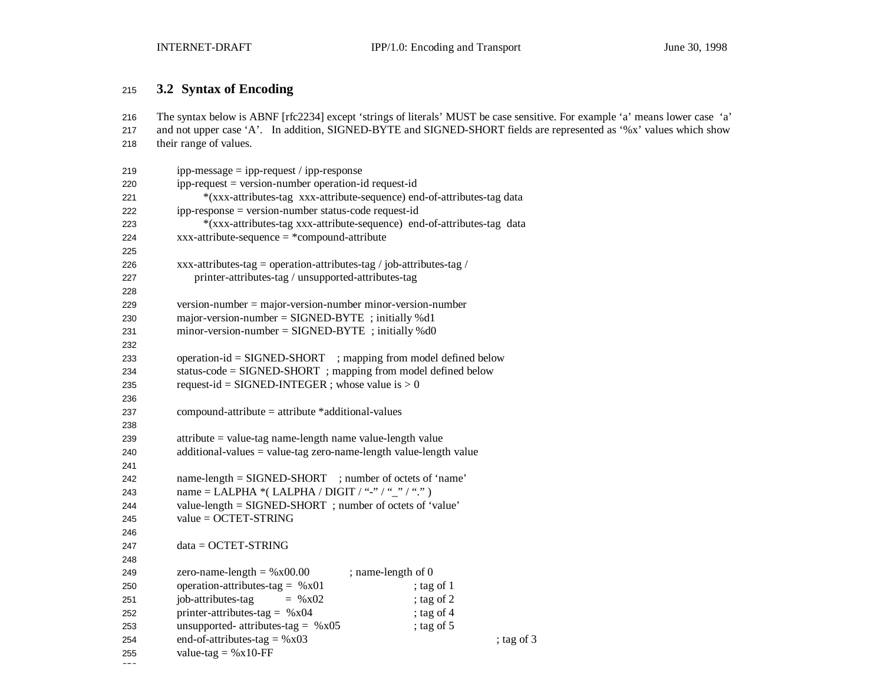### 3.2 Syntax of Encoding

The syntax below is ABNF [rfc2234] except ‘strings of literals’ MUST be case sensitive. For example ‘a’ means lower case ‘a’ and not upper case ‘A’. In addition, SIGNED-BYTE and SIGNED-SHORT fields are represented as ‘%x’ values which show their range of values.

```
ipp-message = ipp-request / ipp-response
ipp-request = version-number operation-id request-id
        *(xxx-attributes-tag  xxx-attribute-sequence) end-of-attributes-tag data
ipp-response = version-number status-code request-id
        *(xxx-attributes-tag xxx-attribute-sequence)  end-of-attributes-tag  data
xxx-attribute-sequence = *compound-attribute

xxx-attributes-tag = operation-attributes-tag / job-attributes-tag /
      printer-attributes-tag / unsupported-attributes-tag

version-number = major-version-number minor-version-number
major-version-number = SIGNED-BYTE  ; initially %d1
minor-version-number = SIGNED-BYTE  ; initially %d0

operation-id = SIGNED-SHORT    ; mapping from model defined below
status-code = SIGNED-SHORT  ; mapping from model defined below
request-id = SIGNED-INTEGER ; whose value is > 0

compound-attribute = attribute *additional-values

attribute = value-tag name-length name value-length value
additional-values = value-tag zero-name-length value-length value

name-length = SIGNED-SHORT    ; number of octets of ‘name’
name = LALPHA *( LALPHA / DIGIT / “-” / “_” / “.” )
value-length = SIGNED-SHORT  ; number of octets of ‘value’
value = OCTET-STRING

data = OCTET-STRING

zero-name-length = %x00.00           ; name-length of 0
operation-attributes-tag =  %x01                ; tag of 1
job-attributes-tag          =  %x02             ; tag of 2
printer-attributes-tag =  %x04                  ; tag of 4
unsupported- attributes-tag =  %x05             ; tag of 5
end-of-attributes-tag = %x03                                  ; tag of 3
value-tag = %x10-FF
```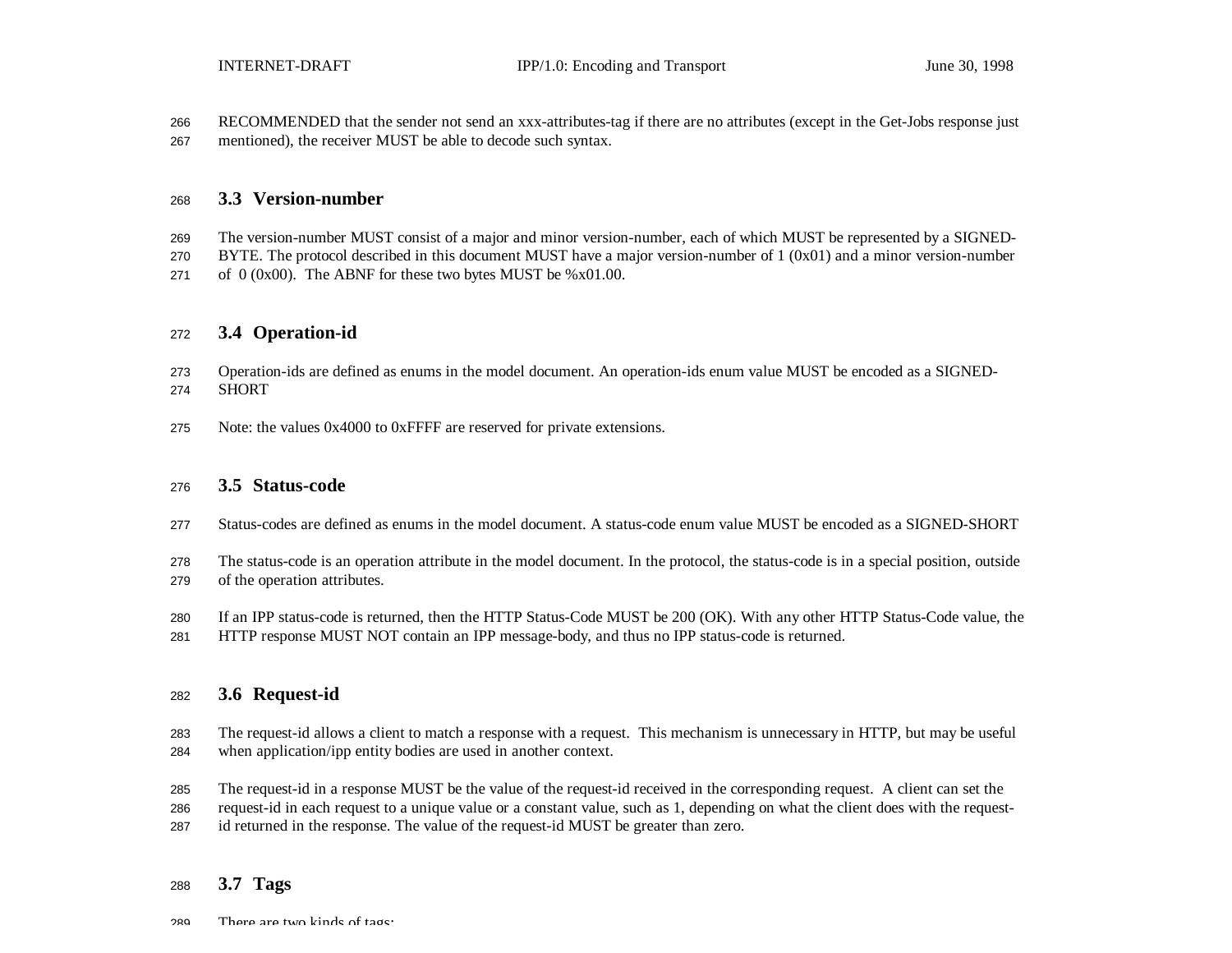RECOMMENDED that the sender not send an xxx-attributes-tag if there are no attributes (except in the Get-Jobs response just mentioned), the receiver MUST be able to decode such syntax.

### 3.3 Version-number

The version-number MUST consist of a major and minor version-number, each of which MUST be represented by a SIGNED-BYTE. The protocol described in this document MUST have a major version-number of 1 (0x01) and a minor version-number of 0 (0x00). The ABNF for these two bytes MUST be %x01.00.

### 3.4 Operation-id

Operation-ids are defined as enums in the model document. An operation-ids enum value MUST be encoded as a SIGNED-SHORT

Note: the values 0x4000 to 0xFFFF are reserved for private extensions.

### 3.5 Status-code

Status-codes are defined as enums in the model document. A status-code enum value MUST be encoded as a SIGNED-SHORT

The status-code is an operation attribute in the model document. In the protocol, the status-code is in a special position, outside of the operation attributes.

If an IPP status-code is returned, then the HTTP Status-Code MUST be 200 (OK). With any other HTTP Status-Code value, the HTTP response MUST NOT contain an IPP message-body, and thus no IPP status-code is returned.

### 3.6 Request-id

The request-id allows a client to match a response with a request. This mechanism is unnecessary in HTTP, but may be useful when application/ipp entity bodies are used in another context.

The request-id in a response MUST be the value of the request-id received in the corresponding request. A client can set the request-id in each request to a unique value or a constant value, such as 1, depending on what the client does with the request-id returned in the response. The value of the request-id MUST be greater than zero.

### 3.7 Tags

There are two kinds of tags: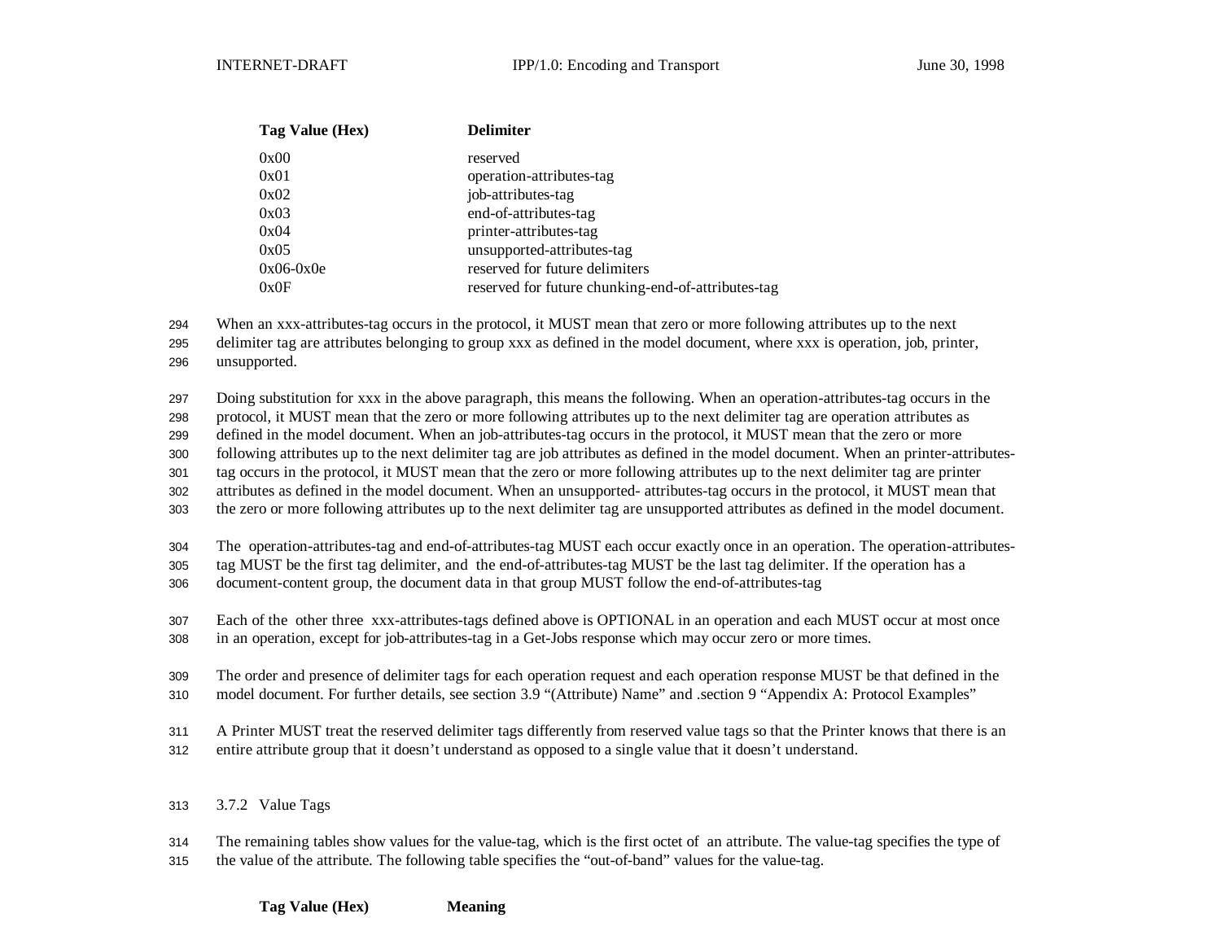| Tag Value (Hex) | Delimiter |
| --- | --- |
| 0x00 | reserved |
| 0x01 | operation-attributes-tag |
| 0x02 | job-attributes-tag |
| 0x03 | end-of-attributes-tag |
| 0x04 | printer-attributes-tag |
| 0x05 | unsupported-attributes-tag |
| 0x06-0x0e | reserved for future delimiters |
| 0x0F | reserved for future chunking-end-of-attributes-tag |

When an xxx-attributes-tag occurs in the protocol, it MUST mean that zero or more following attributes up to the next delimiter tag are attributes belonging to group xxx as defined in the model document, where xxx is operation, job, printer, unsupported.

Doing substitution for xxx in the above paragraph, this means the following. When an operation-attributes-tag occurs in the protocol, it MUST mean that the zero or more following attributes up to the next delimiter tag are operation attributes as defined in the model document. When an job-attributes-tag occurs in the protocol, it MUST mean that the zero or more following attributes up to the next delimiter tag are job attributes as defined in the model document. When an printer-attributes-tag occurs in the protocol, it MUST mean that the zero or more following attributes up to the next delimiter tag are printer attributes as defined in the model document. When an unsupported- attributes-tag occurs in the protocol, it MUST mean that the zero or more following attributes up to the next delimiter tag are unsupported attributes as defined in the model document.

The operation-attributes-tag and end-of-attributes-tag MUST each occur exactly once in an operation. The operation-attributes-tag MUST be the first tag delimiter, and the end-of-attributes-tag MUST be the last tag delimiter. If the operation has a document-content group, the document data in that group MUST follow the end-of-attributes-tag

Each of the other three xxx-attributes-tags defined above is OPTIONAL in an operation and each MUST occur at most once in an operation, except for job-attributes-tag in a Get-Jobs response which may occur zero or more times.

The order and presence of delimiter tags for each operation request and each operation response MUST be that defined in the model document. For further details, see section 3.9 “(Attribute) Name” and .section 9 “Appendix A: Protocol Examples”

A Printer MUST treat the reserved delimiter tags differently from reserved value tags so that the Printer knows that there is an entire attribute group that it doesn’t understand as opposed to a single value that it doesn’t understand.

### 3.7.2 Value Tags

The remaining tables show values for the value-tag, which is the first octet of an attribute. The value-tag specifies the type of the value of the attribute. The following table specifies the “out-of-band” values for the value-tag.

| Tag Value (Hex) | Meaning |
| --- | --- |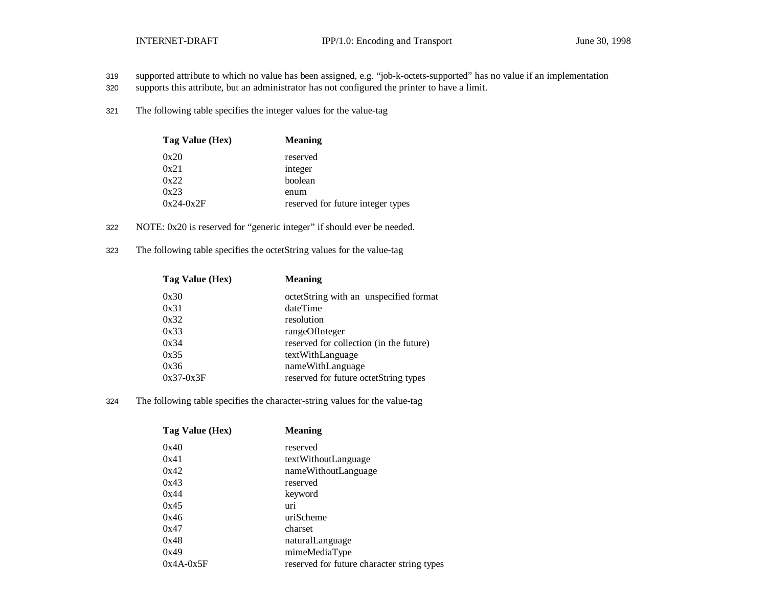319 supported attribute to which no value has been assigned, e.g. “job-k-octets-supported” has no value if an implementation
320 supports this attribute, but an administrator has not configured the printer to have a limit.

321 The following table specifies the integer values for the value-tag

| Tag Value (Hex) | Meaning |
|---|---|
| 0x20 | reserved |
| 0x21 | integer |
| 0x22 | boolean |
| 0x23 | enum |
| 0x24-0x2F | reserved for future integer types |

322 NOTE: 0x20 is reserved for “generic integer” if should ever be needed.

323 The following table specifies the octetString values for the value-tag

| Tag Value (Hex) | Meaning |
|---|---|
| 0x30 | octetString with an unspecified format |
| 0x31 | dateTime |
| 0x32 | resolution |
| 0x33 | rangeOfInteger |
| 0x34 | reserved for collection (in the future) |
| 0x35 | textWithLanguage |
| 0x36 | nameWithLanguage |
| 0x37-0x3F | reserved for future octetString types |

324 The following table specifies the character-string values for the value-tag

| Tag Value (Hex) | Meaning |
|---|---|
| 0x40 | reserved |
| 0x41 | textWithoutLanguage |
| 0x42 | nameWithoutLanguage |
| 0x43 | reserved |
| 0x44 | keyword |
| 0x45 | uri |
| 0x46 | uriScheme |
| 0x47 | charset |
| 0x48 | naturalLanguage |
| 0x49 | mimeMediaType |
| 0x4A-0x5F | reserved for future character string types |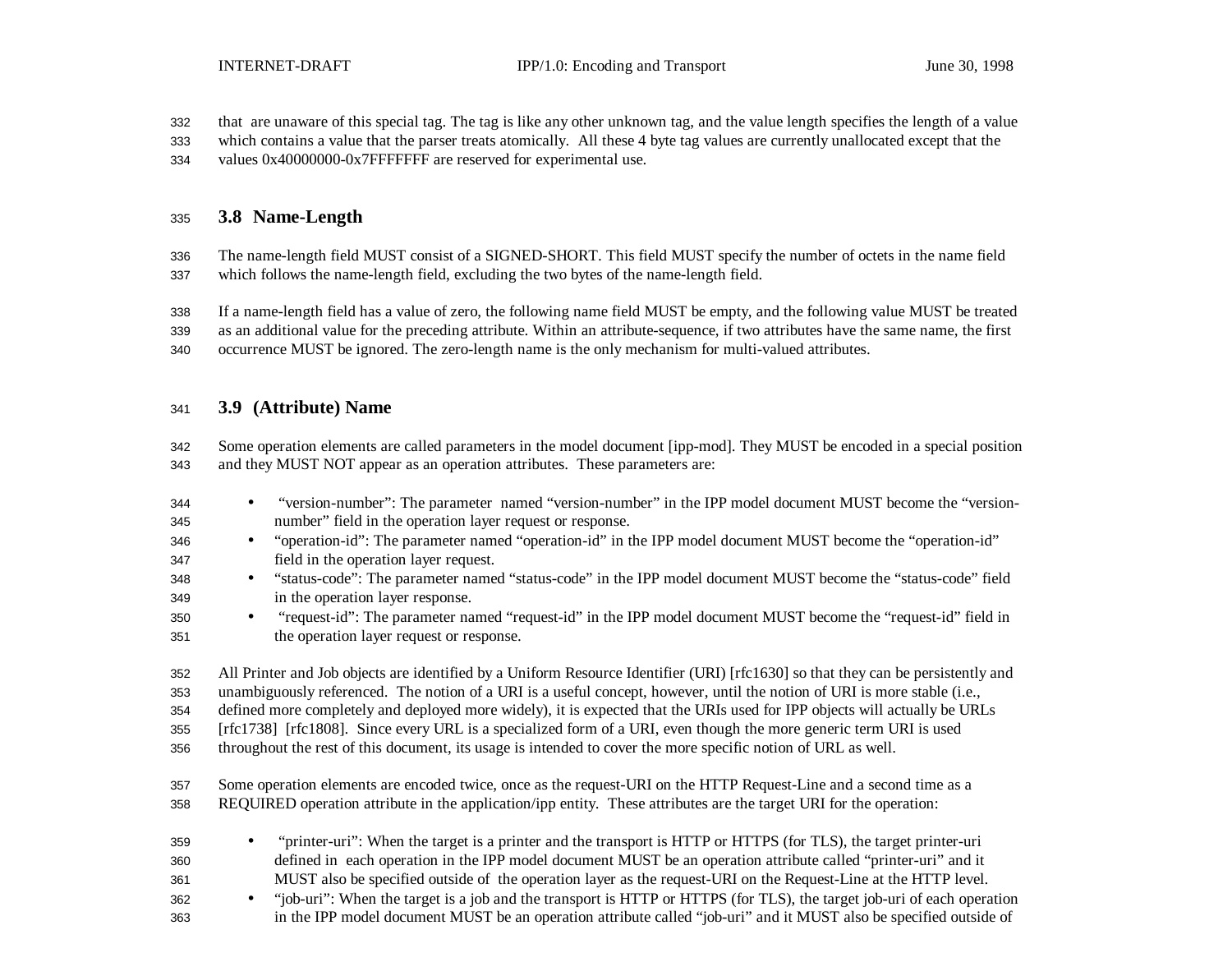that are unaware of this special tag. The tag is like any other unknown tag, and the value length specifies the length of a value which contains a value that the parser treats atomically. All these 4 byte tag values are currently unallocated except that the values 0x40000000-0x7FFFFFFF are reserved for experimental use.

## 3.8 Name-Length

The name-length field MUST consist of a SIGNED-SHORT. This field MUST specify the number of octets in the name field which follows the name-length field, excluding the two bytes of the name-length field.

If a name-length field has a value of zero, the following name field MUST be empty, and the following value MUST be treated as an additional value for the preceding attribute. Within an attribute-sequence, if two attributes have the same name, the first occurrence MUST be ignored. The zero-length name is the only mechanism for multi-valued attributes.

## 3.9 (Attribute) Name

Some operation elements are called parameters in the model document [ipp-mod]. They MUST be encoded in a special position and they MUST NOT appear as an operation attributes. These parameters are:

- "version-number": The parameter named "version-number" in the IPP model document MUST become the "version-number" field in the operation layer request or response.
- "operation-id": The parameter named "operation-id" in the IPP model document MUST become the "operation-id" field in the operation layer request.
- "status-code": The parameter named "status-code" in the IPP model document MUST become the "status-code" field in the operation layer response.
- "request-id": The parameter named "request-id" in the IPP model document MUST become the "request-id" field in the operation layer request or response.

All Printer and Job objects are identified by a Uniform Resource Identifier (URI) [rfc1630] so that they can be persistently and unambiguously referenced. The notion of a URI is a useful concept, however, until the notion of URI is more stable (i.e., defined more completely and deployed more widely), it is expected that the URIs used for IPP objects will actually be URLs [rfc1738] [rfc1808]. Since every URL is a specialized form of a URI, even though the more generic term URI is used throughout the rest of this document, its usage is intended to cover the more specific notion of URL as well.

Some operation elements are encoded twice, once as the request-URI on the HTTP Request-Line and a second time as a REQUIRED operation attribute in the application/ipp entity. These attributes are the target URI for the operation:

- "printer-uri": When the target is a printer and the transport is HTTP or HTTPS (for TLS), the target printer-uri defined in each operation in the IPP model document MUST be an operation attribute called "printer-uri" and it MUST also be specified outside of the operation layer as the request-URI on the Request-Line at the HTTP level.
- "job-uri": When the target is a job and the transport is HTTP or HTTPS (for TLS), the target job-uri of each operation in the IPP model document MUST be an operation attribute called "job-uri" and it MUST also be specified outside of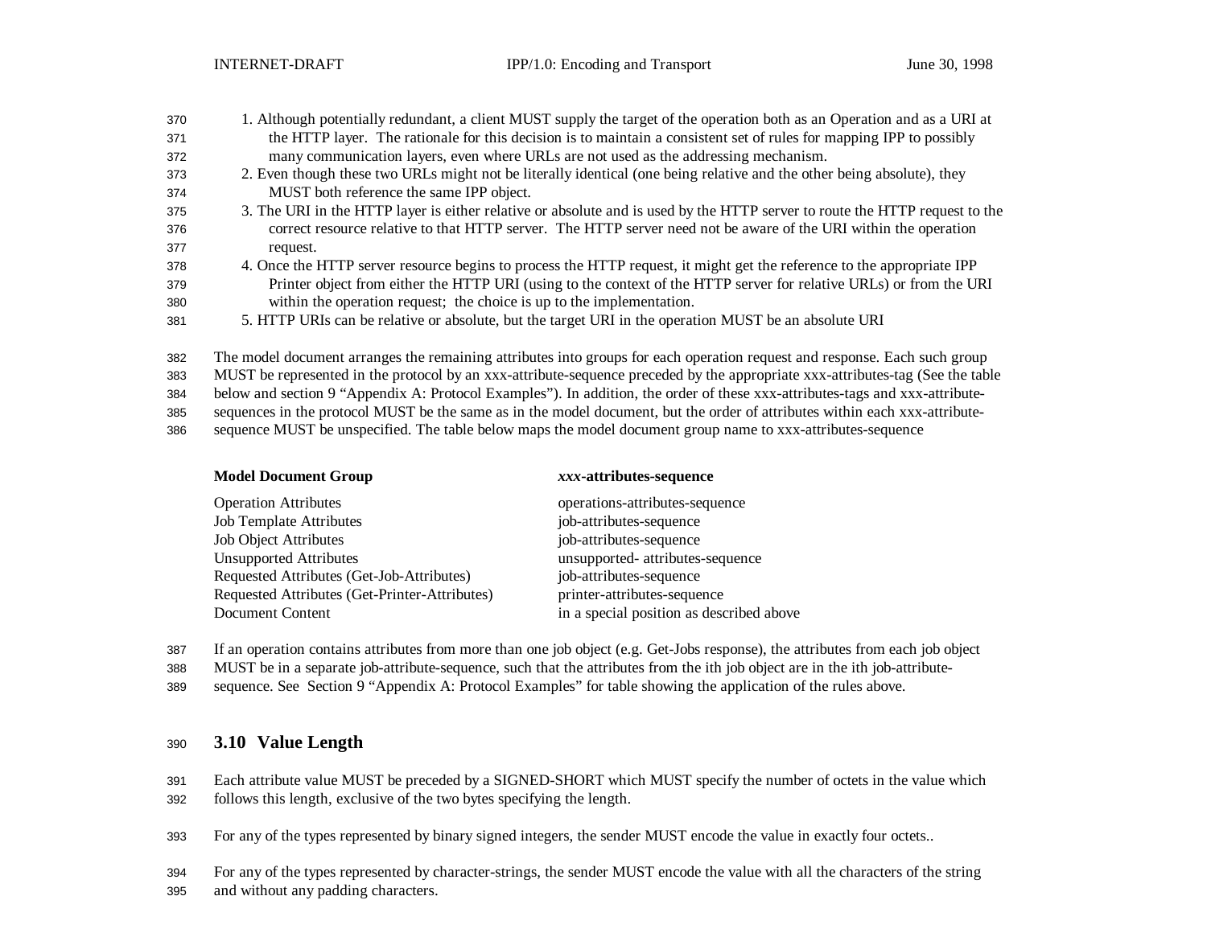1. Although potentially redundant, a client MUST supply the target of the operation both as an Operation and as a URI at the HTTP layer. The rationale for this decision is to maintain a consistent set of rules for mapping IPP to possibly many communication layers, even where URLs are not used as the addressing mechanism.
2. Even though these two URLs might not be literally identical (one being relative and the other being absolute), they MUST both reference the same IPP object.
3. The URI in the HTTP layer is either relative or absolute and is used by the HTTP server to route the HTTP request to the correct resource relative to that HTTP server. The HTTP server need not be aware of the URI within the operation request.
4. Once the HTTP server resource begins to process the HTTP request, it might get the reference to the appropriate IPP Printer object from either the HTTP URI (using to the context of the HTTP server for relative URLs) or from the URI within the operation request; the choice is up to the implementation.
5. HTTP URIs can be relative or absolute, but the target URI in the operation MUST be an absolute URI

The model document arranges the remaining attributes into groups for each operation request and response. Each such group MUST be represented in the protocol by an xxx-attribute-sequence preceded by the appropriate xxx-attributes-tag (See the table below and section 9 "Appendix A: Protocol Examples"). In addition, the order of these xxx-attributes-tags and xxx-attribute-sequences in the protocol MUST be the same as in the model document, but the order of attributes within each xxx-attribute-sequence MUST be unspecified. The table below maps the model document group name to xxx-attributes-sequence

| **Model Document Group** | ***xxx*-attributes-sequence** |
|---|---|
| Operation Attributes | operations-attributes-sequence |
| Job Template Attributes | job-attributes-sequence |
| Job Object Attributes | job-attributes-sequence |
| Unsupported Attributes | unsupported- attributes-sequence |
| Requested Attributes (Get-Job-Attributes) | job-attributes-sequence |
| Requested Attributes (Get-Printer-Attributes) | printer-attributes-sequence |
| Document Content | in a special position as described above |

If an operation contains attributes from more than one job object (e.g. Get-Jobs response), the attributes from each job object MUST be in a separate job-attribute-sequence, such that the attributes from the ith job object are in the ith job-attribute-sequence. See Section 9 "Appendix A: Protocol Examples" for table showing the application of the rules above.

## 3.10 Value Length

Each attribute value MUST be preceded by a SIGNED-SHORT which MUST specify the number of octets in the value which follows this length, exclusive of the two bytes specifying the length.

For any of the types represented by binary signed integers, the sender MUST encode the value in exactly four octets..

For any of the types represented by character-strings, the sender MUST encode the value with all the characters of the string and without any padding characters.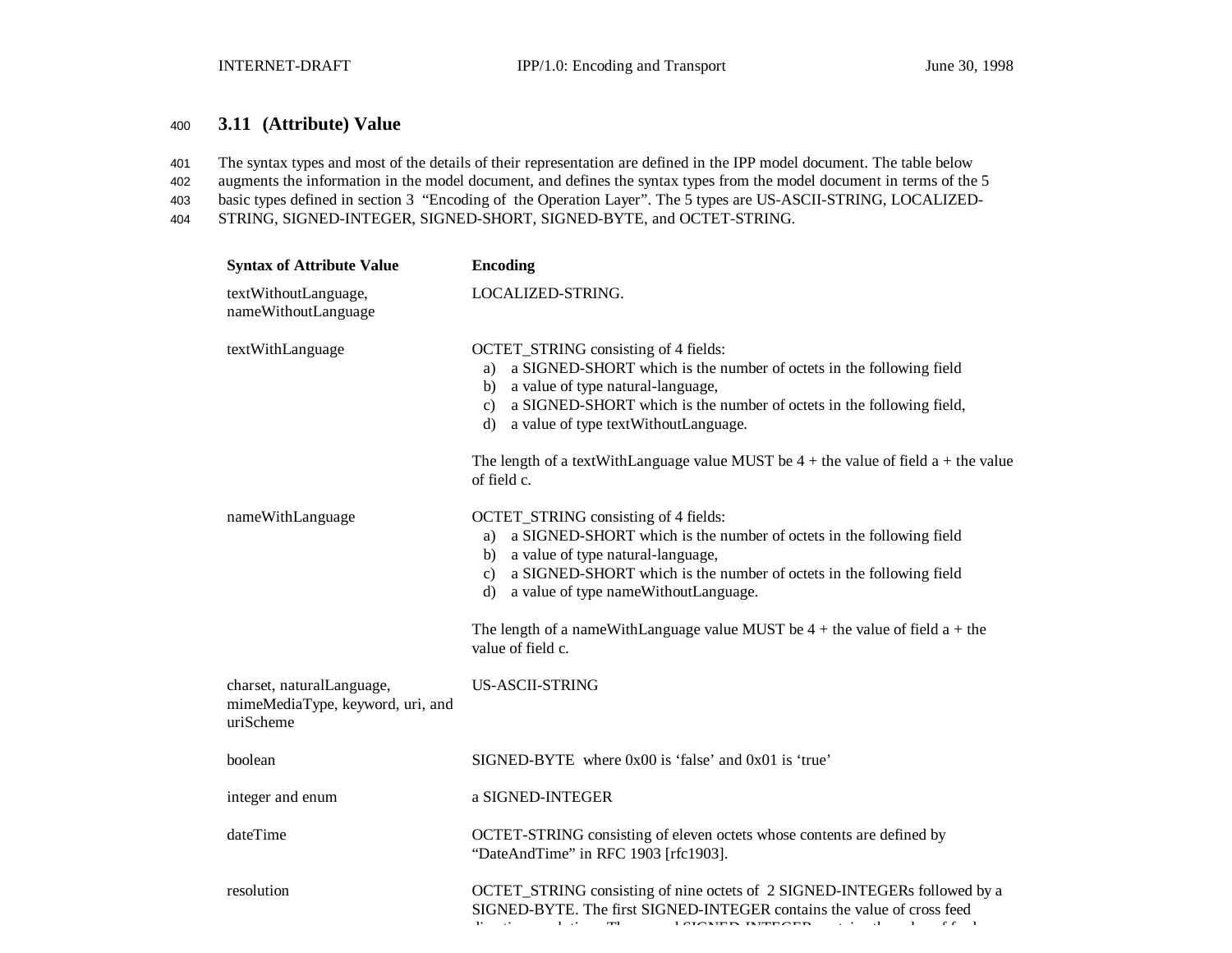### 3.11 (Attribute) Value

The syntax types and most of the details of their representation are defined in the IPP model document. The table below augments the information in the model document, and defines the syntax types from the model document in terms of the 5 basic types defined in section 3 "Encoding of the Operation Layer". The 5 types are US-ASCII-STRING, LOCALIZED-STRING, SIGNED-INTEGER, SIGNED-SHORT, SIGNED-BYTE, and OCTET-STRING.

| Syntax of Attribute Value | Encoding |
|---|---|
| textWithoutLanguage, nameWithoutLanguage | LOCALIZED-STRING. |
| textWithLanguage | OCTET_STRING consisting of 4 fields:<br>a) a SIGNED-SHORT which is the number of octets in the following field<br>b) a value of type natural-language,<br>c) a SIGNED-SHORT which is the number of octets in the following field,<br>d) a value of type textWithoutLanguage.<br><br>The length of a textWithLanguage value MUST be 4 + the value of field a + the value of field c. |
| nameWithLanguage | OCTET_STRING consisting of 4 fields:<br>a) a SIGNED-SHORT which is the number of octets in the following field<br>b) a value of type natural-language,<br>c) a SIGNED-SHORT which is the number of octets in the following field<br>d) a value of type nameWithoutLanguage.<br><br>The length of a nameWithLanguage value MUST be 4 + the value of field a + the value of field c. |
| charset, naturalLanguage, mimeMediaType, keyword, uri, and uriScheme | US-ASCII-STRING |
| boolean | SIGNED-BYTE where 0x00 is 'false' and 0x01 is 'true' |
| integer and enum | a SIGNED-INTEGER |
| dateTime | OCTET-STRING consisting of eleven octets whose contents are defined by "DateAndTime" in RFC 1903 [rfc1903]. |
| resolution | OCTET_STRING consisting of nine octets of 2 SIGNED-INTEGERs followed by a SIGNED-BYTE. The first SIGNED-INTEGER contains the value of cross feed |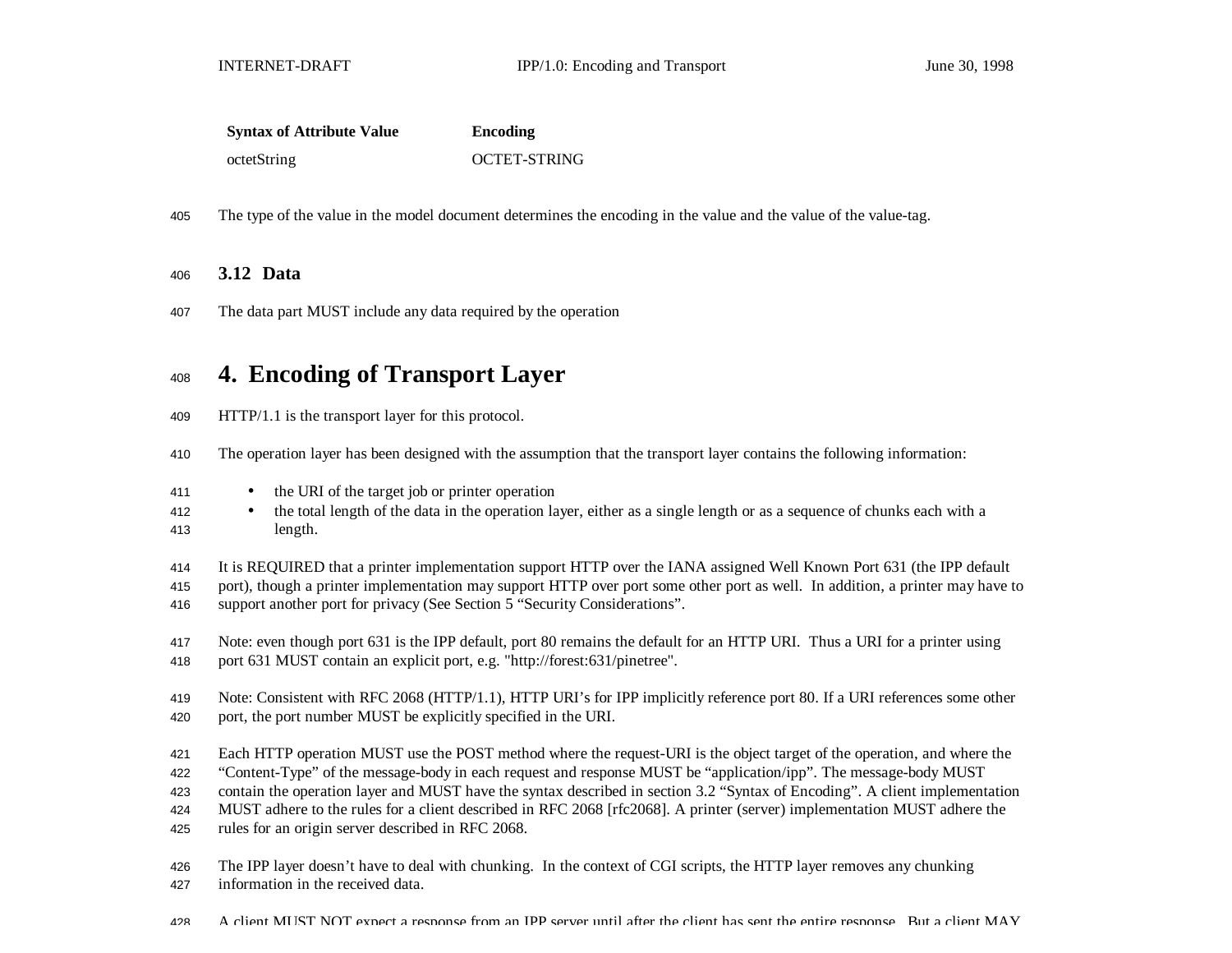| Syntax of Attribute Value | Encoding |
|---|---|
| octetString | OCTET-STRING |

The type of the value in the model document determines the encoding in the value and the value of the value-tag.

### 3.12 Data

The data part MUST include any data required by the operation

# 4. Encoding of Transport Layer

HTTP/1.1 is the transport layer for this protocol.

The operation layer has been designed with the assumption that the transport layer contains the following information:

- the URI of the target job or printer operation
- the total length of the data in the operation layer, either as a single length or as a sequence of chunks each with a length.

It is REQUIRED that a printer implementation support HTTP over the IANA assigned Well Known Port 631 (the IPP default port), though a printer implementation may support HTTP over port some other port as well. In addition, a printer may have to support another port for privacy (See Section 5 "Security Considerations".

Note: even though port 631 is the IPP default, port 80 remains the default for an HTTP URI. Thus a URI for a printer using port 631 MUST contain an explicit port, e.g. "http://forest:631/pinetree".

Note: Consistent with RFC 2068 (HTTP/1.1), HTTP URI's for IPP implicitly reference port 80. If a URI references some other port, the port number MUST be explicitly specified in the URI.

Each HTTP operation MUST use the POST method where the request-URI is the object target of the operation, and where the "Content-Type" of the message-body in each request and response MUST be "application/ipp". The message-body MUST contain the operation layer and MUST have the syntax described in section 3.2 "Syntax of Encoding". A client implementation MUST adhere to the rules for a client described in RFC 2068 [rfc2068]. A printer (server) implementation MUST adhere the rules for an origin server described in RFC 2068.

The IPP layer doesn't have to deal with chunking. In the context of CGI scripts, the HTTP layer removes any chunking information in the received data.

A client MUST NOT expect a response from an IPP server until after the client has sent the entire response. But a client MAY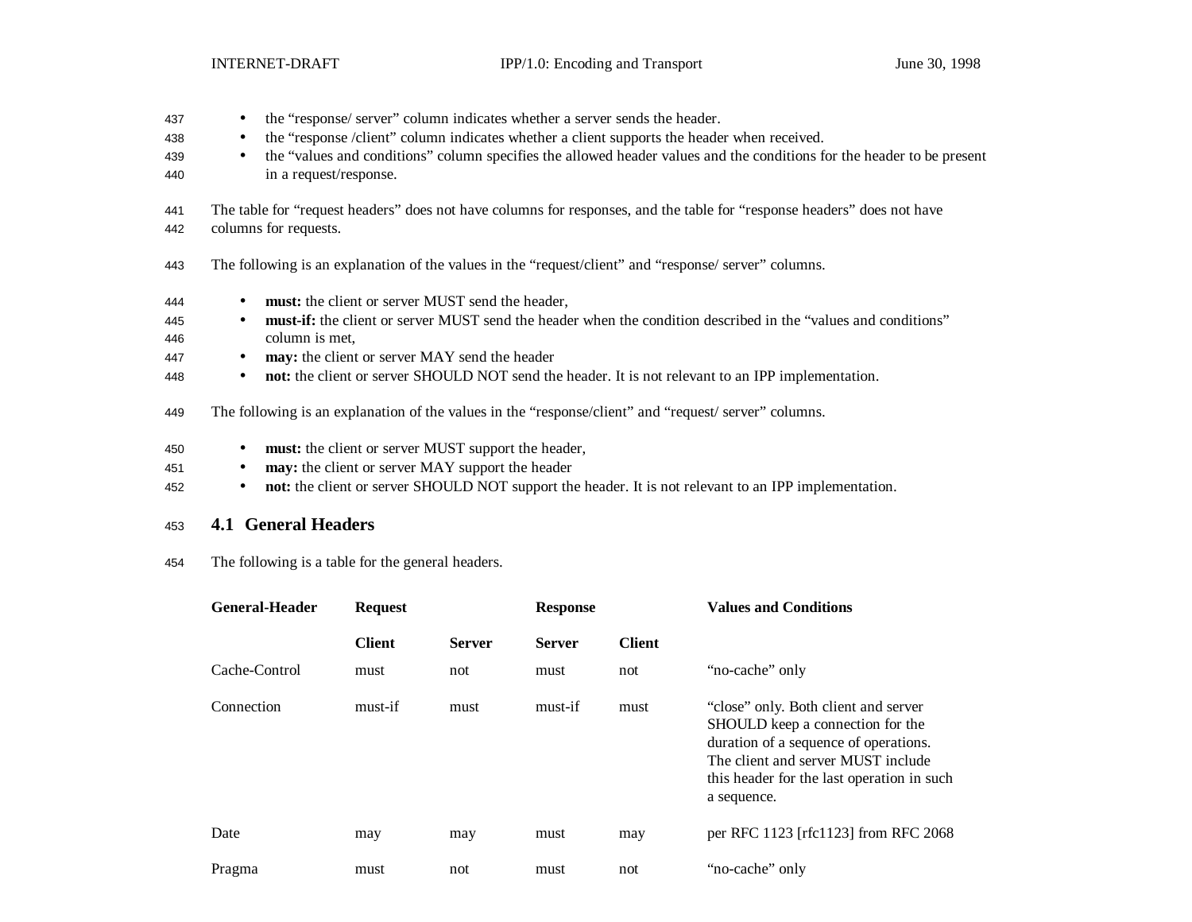- the "response/ server" column indicates whether a server sends the header.
- the "response /client" column indicates whether a client supports the header when received.
- the "values and conditions" column specifies the allowed header values and the conditions for the header to be present in a request/response.

The table for "request headers" does not have columns for responses, and the table for "response headers" does not have columns for requests.

The following is an explanation of the values in the "request/client" and "response/ server" columns.

- **must:** the client or server MUST send the header,
- **must-if:** the client or server MUST send the header when the condition described in the "values and conditions" column is met,
- **may:** the client or server MAY send the header
- **not:** the client or server SHOULD NOT send the header. It is not relevant to an IPP implementation.

The following is an explanation of the values in the "response/client" and "request/ server" columns.

- **must:** the client or server MUST support the header,
- **may:** the client or server MAY support the header
- **not:** the client or server SHOULD NOT support the header. It is not relevant to an IPP implementation.

## 4.1 General Headers

The following is a table for the general headers.

| General-Header | Request | | Response | | Values and Conditions |
|---|---|---|---|---|---|
| | **Client** | **Server** | **Server** | **Client** | |
| Cache-Control | must | not | must | not | "no-cache" only |
| Connection | must-if | must | must-if | must | "close" only. Both client and server SHOULD keep a connection for the duration of a sequence of operations. The client and server MUST include this header for the last operation in such a sequence. |
| Date | may | may | must | may | per RFC 1123 [rfc1123] from RFC 2068 |
| Pragma | must | not | must | not | "no-cache" only |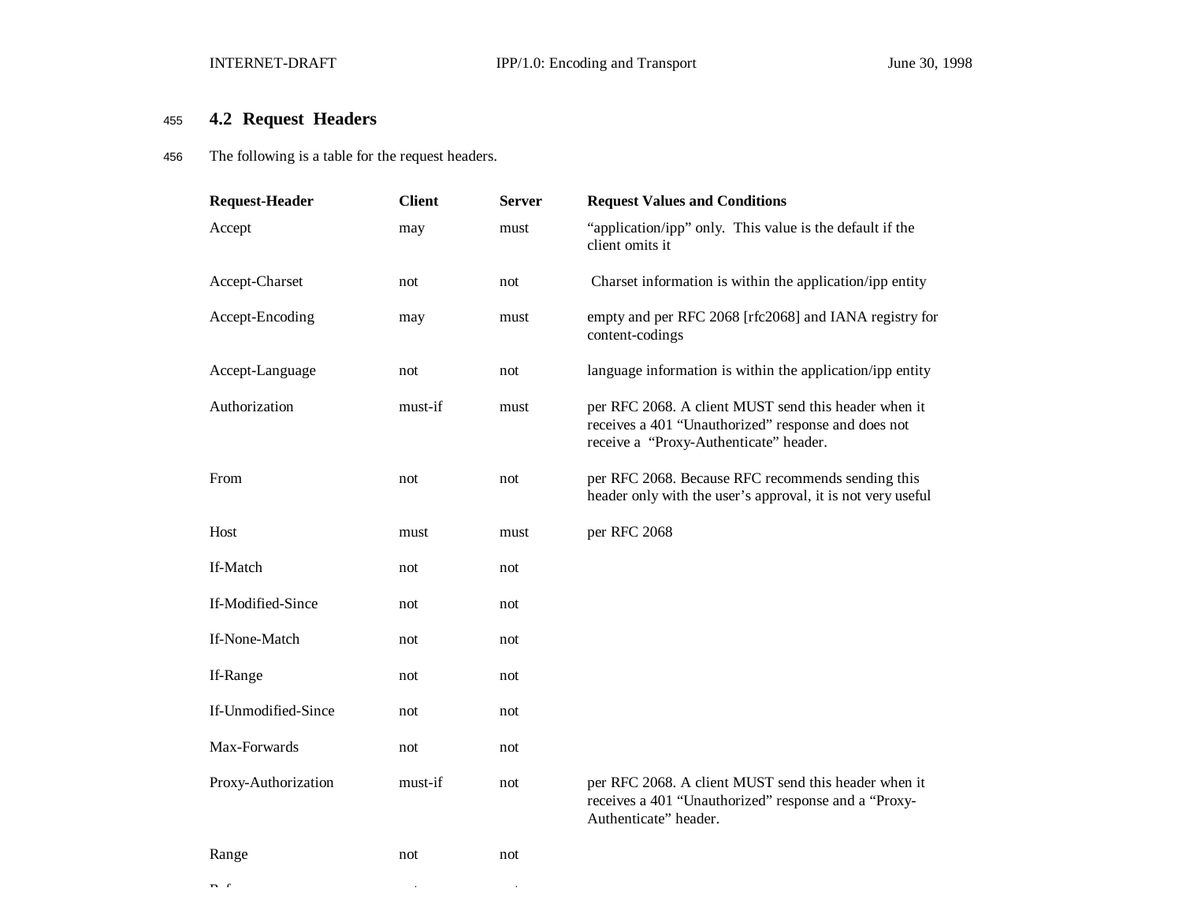### 4.2 Request Headers

The following is a table for the request headers.

| Request-Header | Client | Server | Request Values and Conditions |
|---|---|---|---|
| Accept | may | must | "application/ipp" only. This value is the default if the client omits it |
| Accept-Charset | not | not | Charset information is within the application/ipp entity |
| Accept-Encoding | may | must | empty and per RFC 2068 [rfc2068] and IANA registry for content-codings |
| Accept-Language | not | not | language information is within the application/ipp entity |
| Authorization | must-if | must | per RFC 2068. A client MUST send this header when it receives a 401 "Unauthorized" response and does not receive a "Proxy-Authenticate" header. |
| From | not | not | per RFC 2068. Because RFC recommends sending this header only with the user's approval, it is not very useful |
| Host | must | must | per RFC 2068 |
| If-Match | not | not | |
| If-Modified-Since | not | not | |
| If-None-Match | not | not | |
| If-Range | not | not | |
| If-Unmodified-Since | not | not | |
| Max-Forwards | not | not | |
| Proxy-Authorization | must-if | not | per RFC 2068. A client MUST send this header when it receives a 401 "Unauthorized" response and a "Proxy-Authenticate" header. |
| Range | not | not | |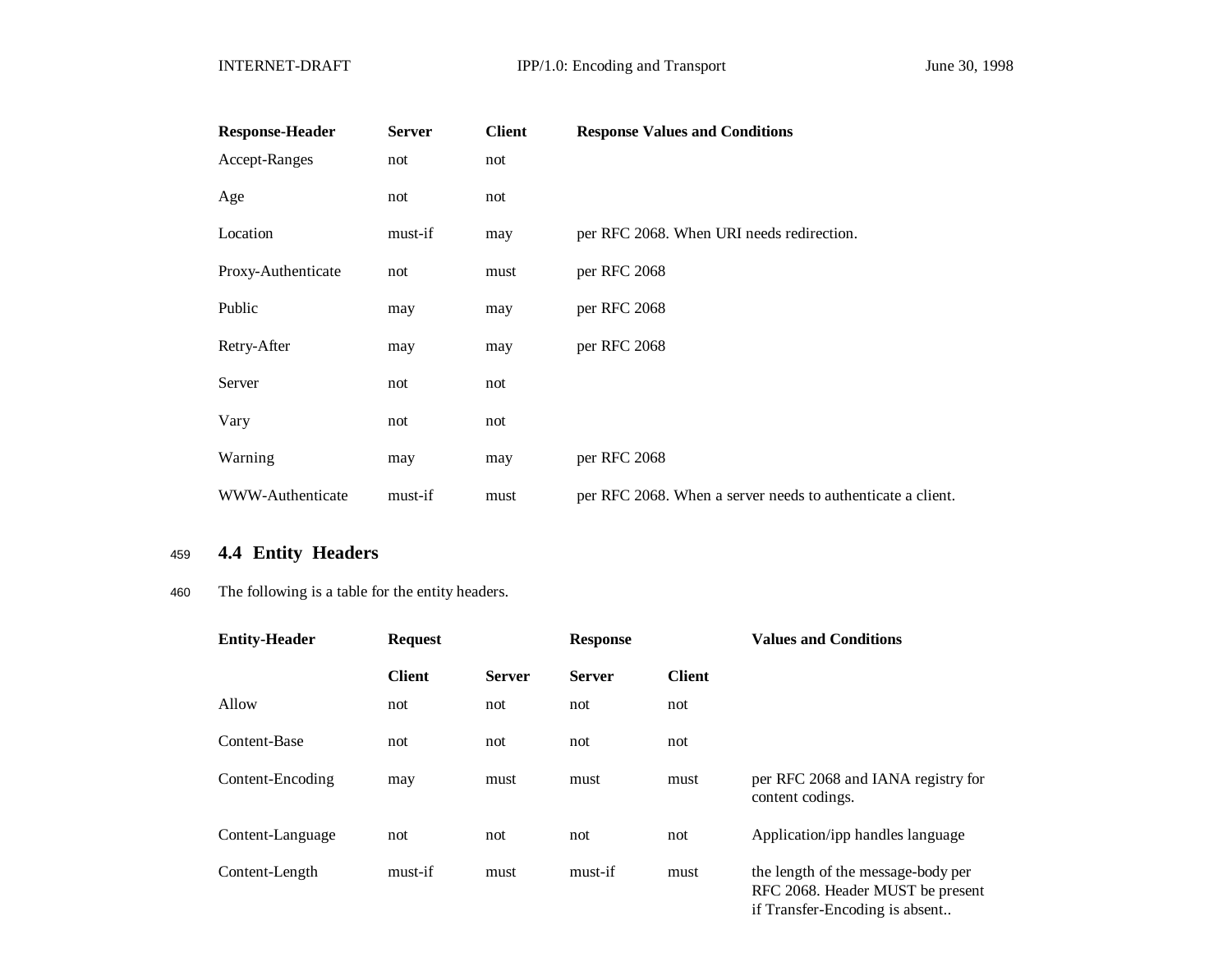| Response-Header | Server | Client | Response Values and Conditions |
| --- | --- | --- | --- |
| Accept-Ranges | not | not | |
| Age | not | not | |
| Location | must-if | may | per RFC 2068. When URI needs redirection. |
| Proxy-Authenticate | not | must | per RFC 2068 |
| Public | may | may | per RFC 2068 |
| Retry-After | may | may | per RFC 2068 |
| Server | not | not | |
| Vary | not | not | |
| Warning | may | may | per RFC 2068 |
| WWW-Authenticate | must-if | must | per RFC 2068. When a server needs to authenticate a client. |

## 4.4 Entity Headers

The following is a table for the entity headers.

| Entity-Header | Request | | Response | | Values and Conditions |
| --- | --- | --- | --- | --- | --- |
| | Client | Server | Server | Client | |
| Allow | not | not | not | not | |
| Content-Base | not | not | not | not | |
| Content-Encoding | may | must | must | must | per RFC 2068 and IANA registry for content codings. |
| Content-Language | not | not | not | not | Application/ipp handles language |
| Content-Length | must-if | must | must-if | must | the length of the message-body per RFC 2068. Header MUST be present if Transfer-Encoding is absent.. |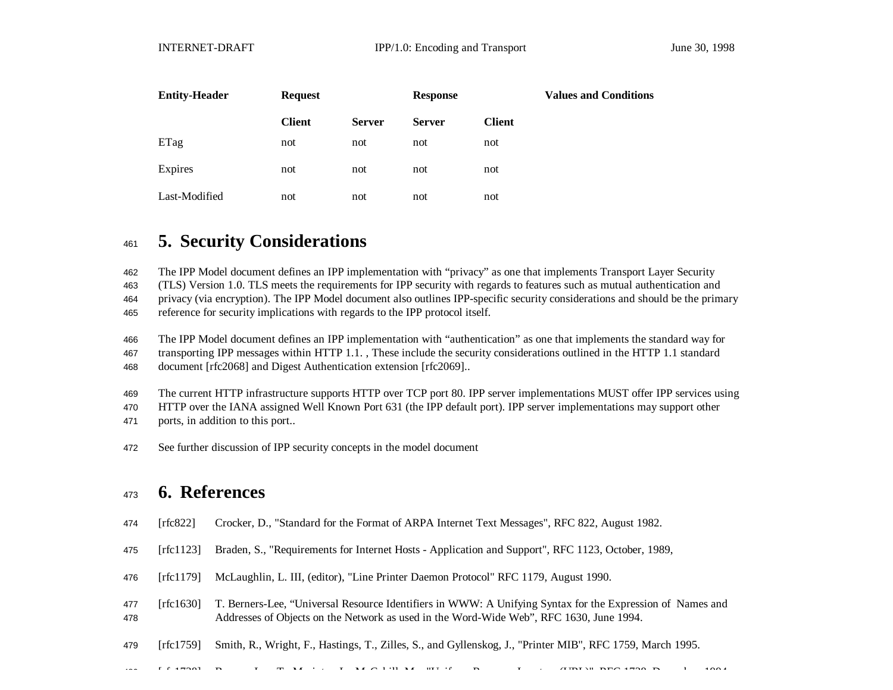| Entity-Header | Request | | Response | | Values and Conditions |
|---|---|---|---|---|---|
| | Client | Server | Server | Client | |
| ETag | not | not | not | not | |
| Expires | not | not | not | not | |
| Last-Modified | not | not | not | not | |

# 5. Security Considerations

The IPP Model document defines an IPP implementation with "privacy" as one that implements Transport Layer Security (TLS) Version 1.0. TLS meets the requirements for IPP security with regards to features such as mutual authentication and privacy (via encryption). The IPP Model document also outlines IPP-specific security considerations and should be the primary reference for security implications with regards to the IPP protocol itself.

The IPP Model document defines an IPP implementation with "authentication" as one that implements the standard way for transporting IPP messages within HTTP 1.1. , These include the security considerations outlined in the HTTP 1.1 standard document [rfc2068] and Digest Authentication extension [rfc2069]..

The current HTTP infrastructure supports HTTP over TCP port 80. IPP server implementations MUST offer IPP services using HTTP over the IANA assigned Well Known Port 631 (the IPP default port). IPP server implementations may support other ports, in addition to this port..

See further discussion of IPP security concepts in the model document

# 6. References

[rfc822] Crocker, D., "Standard for the Format of ARPA Internet Text Messages", RFC 822, August 1982.

[rfc1123] Braden, S., "Requirements for Internet Hosts - Application and Support", RFC 1123, October, 1989,

[rfc1179] McLaughlin, L. III, (editor), "Line Printer Daemon Protocol" RFC 1179, August 1990.

[rfc1630] T. Berners-Lee, "Universal Resource Identifiers in WWW: A Unifying Syntax for the Expression of Names and Addresses of Objects on the Network as used in the Word-Wide Web", RFC 1630, June 1994.

[rfc1759] Smith, R., Wright, F., Hastings, T., Zilles, S., and Gyllenskog, J., "Printer MIB", RFC 1759, March 1995.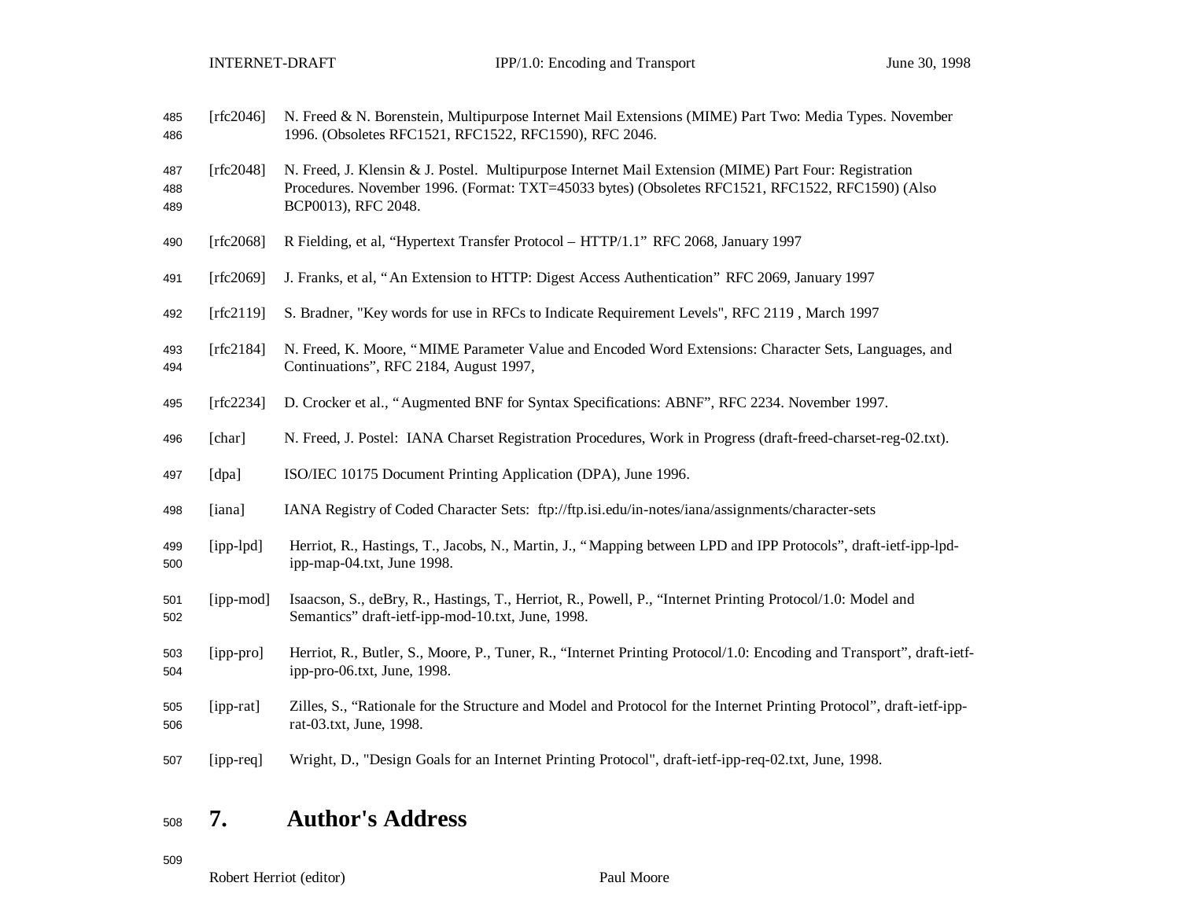[rfc2046] N. Freed & N. Borenstein, Multipurpose Internet Mail Extensions (MIME) Part Two: Media Types. November 1996. (Obsoletes RFC1521, RFC1522, RFC1590), RFC 2046.

[rfc2048] N. Freed, J. Klensin & J. Postel. Multipurpose Internet Mail Extension (MIME) Part Four: Registration Procedures. November 1996. (Format: TXT=45033 bytes) (Obsoletes RFC1521, RFC1522, RFC1590) (Also BCP0013), RFC 2048.

[rfc2068] R Fielding, et al, "Hypertext Transfer Protocol – HTTP/1.1" RFC 2068, January 1997

[rfc2069] J. Franks, et al, "An Extension to HTTP: Digest Access Authentication" RFC 2069, January 1997

[rfc2119] S. Bradner, "Key words for use in RFCs to Indicate Requirement Levels", RFC 2119 , March 1997

[rfc2184] N. Freed, K. Moore, "MIME Parameter Value and Encoded Word Extensions: Character Sets, Languages, and Continuations", RFC 2184, August 1997,

[rfc2234] D. Crocker et al., "Augmented BNF for Syntax Specifications: ABNF", RFC 2234. November 1997.

[char] N. Freed, J. Postel: IANA Charset Registration Procedures, Work in Progress (draft-freed-charset-reg-02.txt).

[dpa] ISO/IEC 10175 Document Printing Application (DPA), June 1996.

[iana] IANA Registry of Coded Character Sets: ftp://ftp.isi.edu/in-notes/iana/assignments/character-sets

[ipp-lpd] Herriot, R., Hastings, T., Jacobs, N., Martin, J., "Mapping between LPD and IPP Protocols", draft-ietf-ipp-lpd-ipp-map-04.txt, June 1998.

[ipp-mod] Isaacson, S., deBry, R., Hastings, T., Herriot, R., Powell, P., "Internet Printing Protocol/1.0: Model and Semantics" draft-ietf-ipp-mod-10.txt, June, 1998.

[ipp-pro] Herriot, R., Butler, S., Moore, P., Tuner, R., "Internet Printing Protocol/1.0: Encoding and Transport", draft-ietf-ipp-pro-06.txt, June, 1998.

[ipp-rat] Zilles, S., "Rationale for the Structure and Model and Protocol for the Internet Printing Protocol", draft-ietf-ipp-rat-03.txt, June, 1998.

[ipp-req] Wright, D., "Design Goals for an Internet Printing Protocol", draft-ietf-ipp-req-02.txt, June, 1998.

# 7. Author's Address

Robert Herriot (editor)

Paul Moore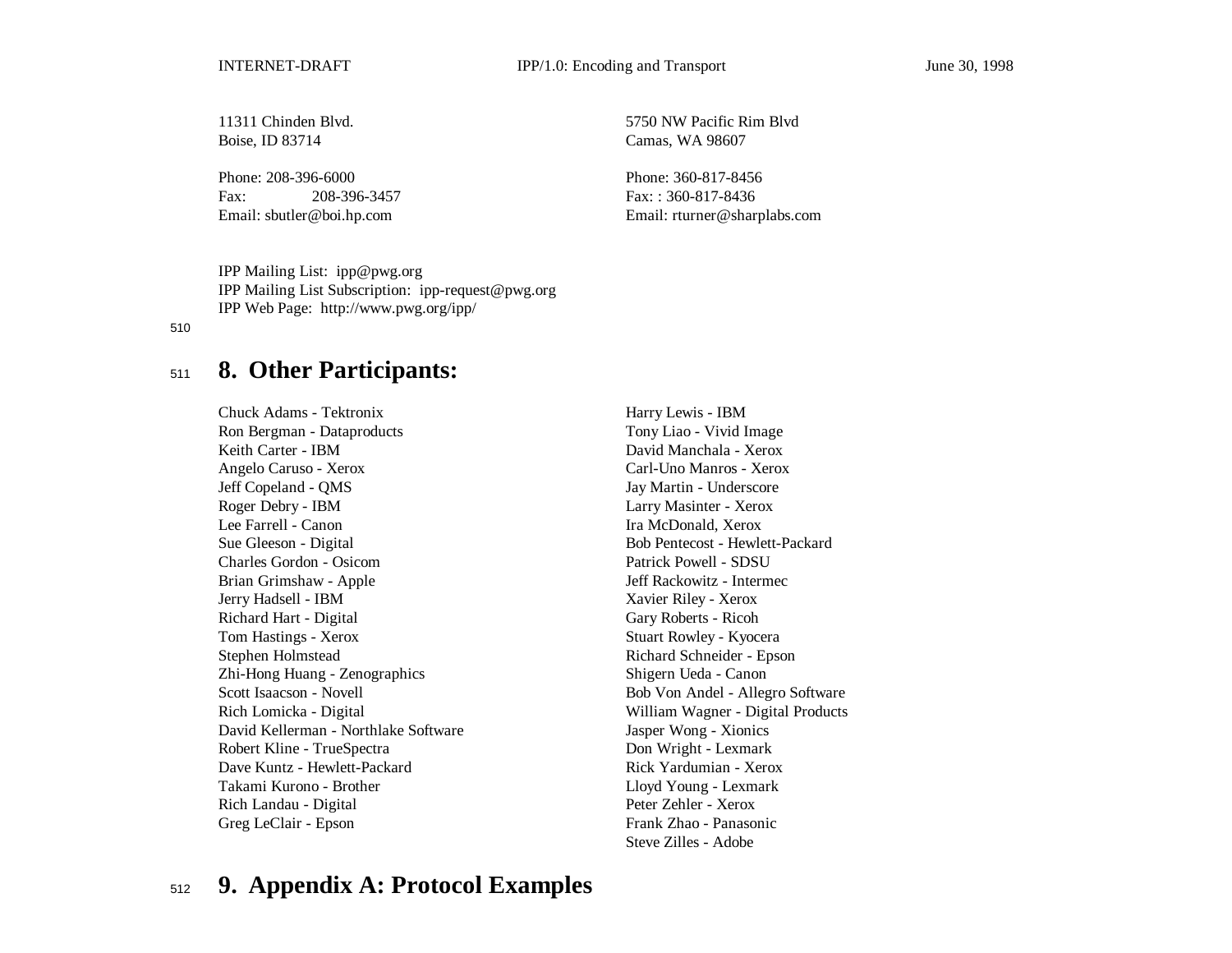11311 Chinden Blvd.
Boise, ID 83714

Phone: 208-396-6000
Fax: 208-396-3457
Email: sbutler@boi.hp.com

5750 NW Pacific Rim Blvd
Camas, WA 98607

Phone: 360-817-8456
Fax: : 360-817-8436
Email: rturner@sharplabs.com

IPP Mailing List: ipp@pwg.org
IPP Mailing List Subscription: ipp-request@pwg.org
IPP Web Page: http://www.pwg.org/ipp/

# 8. Other Participants:

Chuck Adams - Tektronix
Ron Bergman - Dataproducts
Keith Carter - IBM
Angelo Caruso - Xerox
Jeff Copeland - QMS
Roger Debry - IBM
Lee Farrell - Canon
Sue Gleeson - Digital
Charles Gordon - Osicom
Brian Grimshaw - Apple
Jerry Hadsell - IBM
Richard Hart - Digital
Tom Hastings - Xerox
Stephen Holmstead
Zhi-Hong Huang - Zenographics
Scott Isaacson - Novell
Rich Lomicka - Digital
David Kellerman - Northlake Software
Robert Kline - TrueSpectra
Dave Kuntz - Hewlett-Packard
Takami Kurono - Brother
Rich Landau - Digital
Greg LeClair - Epson
Harry Lewis - IBM
Tony Liao - Vivid Image
David Manchala - Xerox
Carl-Uno Manros - Xerox
Jay Martin - Underscore
Larry Masinter - Xerox
Ira McDonald, Xerox
Bob Pentecost - Hewlett-Packard
Patrick Powell - SDSU
Jeff Rackowitz - Intermec
Xavier Riley - Xerox
Gary Roberts - Ricoh
Stuart Rowley - Kyocera
Richard Schneider - Epson
Shigern Ueda - Canon
Bob Von Andel - Allegro Software
William Wagner - Digital Products
Jasper Wong - Xionics
Don Wright - Lexmark
Rick Yardumian - Xerox
Lloyd Young - Lexmark
Peter Zehler - Xerox
Frank Zhao - Panasonic
Steve Zilles - Adobe

# 9. Appendix A: Protocol Examples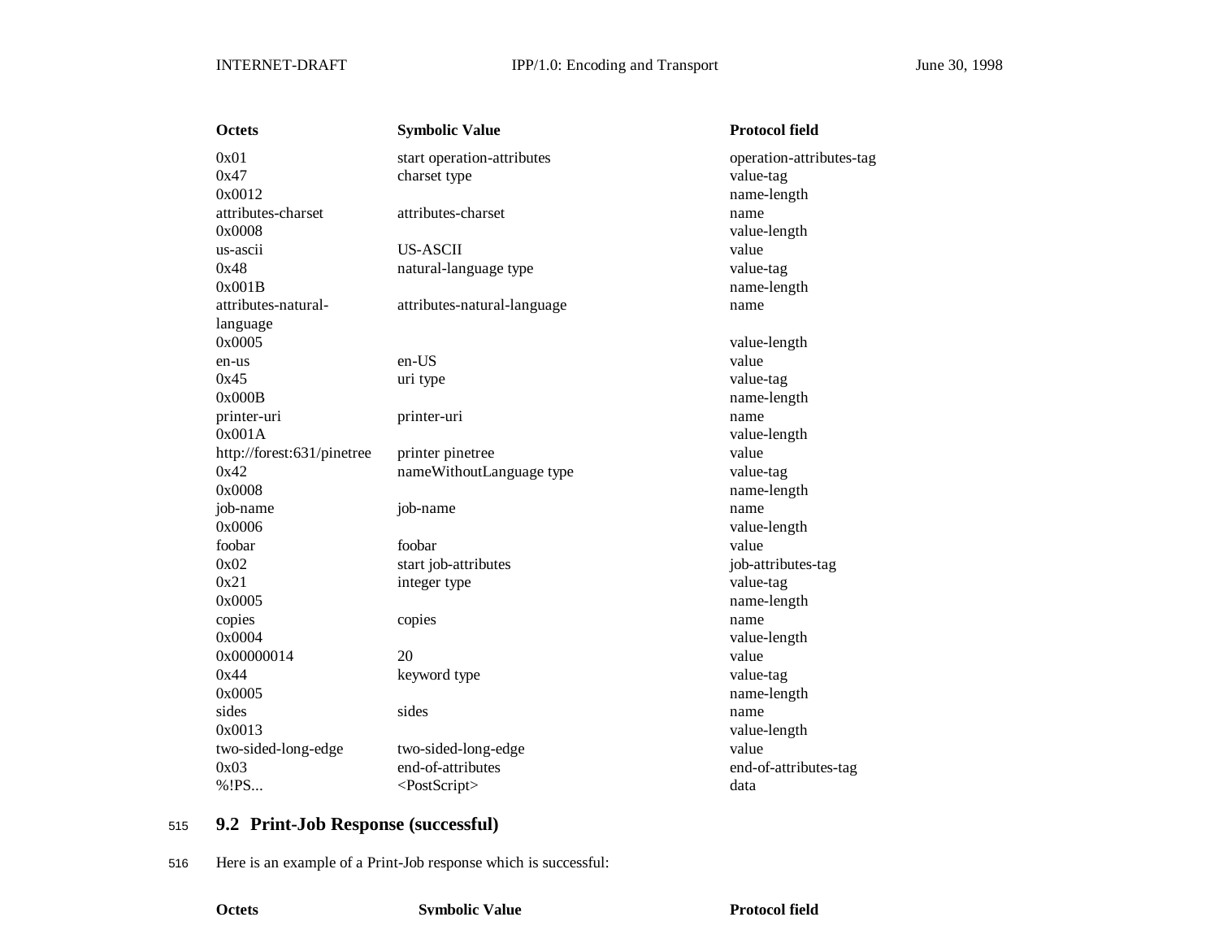| Octets | Symbolic Value | Protocol field |
|---|---|---|
| 0x01 | start operation-attributes | operation-attributes-tag |
| 0x47 | charset type | value-tag |
| 0x0012 | | name-length |
| attributes-charset | attributes-charset | name |
| 0x0008 | | value-length |
| us-ascii | US-ASCII | value |
| 0x48 | natural-language type | value-tag |
| 0x001B | | name-length |
| attributes-natural-language | attributes-natural-language | name |
| 0x0005 | | value-length |
| en-us | en-US | value |
| 0x45 | uri type | value-tag |
| 0x000B | | name-length |
| printer-uri | printer-uri | name |
| 0x001A | | value-length |
| http://forest:631/pinetree | printer pinetree | value |
| 0x42 | nameWithoutLanguage type | value-tag |
| 0x0008 | | name-length |
| job-name | job-name | name |
| 0x0006 | | value-length |
| foobar | foobar | value |
| 0x02 | start job-attributes | job-attributes-tag |
| 0x21 | integer type | value-tag |
| 0x0005 | | name-length |
| copies | copies | name |
| 0x0004 | | value-length |
| 0x00000014 | 20 | value |
| 0x44 | keyword type | value-tag |
| 0x0005 | | name-length |
| sides | sides | name |
| 0x0013 | | value-length |
| two-sided-long-edge | two-sided-long-edge | value |
| 0x03 | end-of-attributes | end-of-attributes-tag |
| %!PS... | <PostScript> | data |

## 9.2 Print-Job Response (successful)

Here is an example of a Print-Job response which is successful:

| Octets | Symbolic Value | Protocol field |
|---|---|---|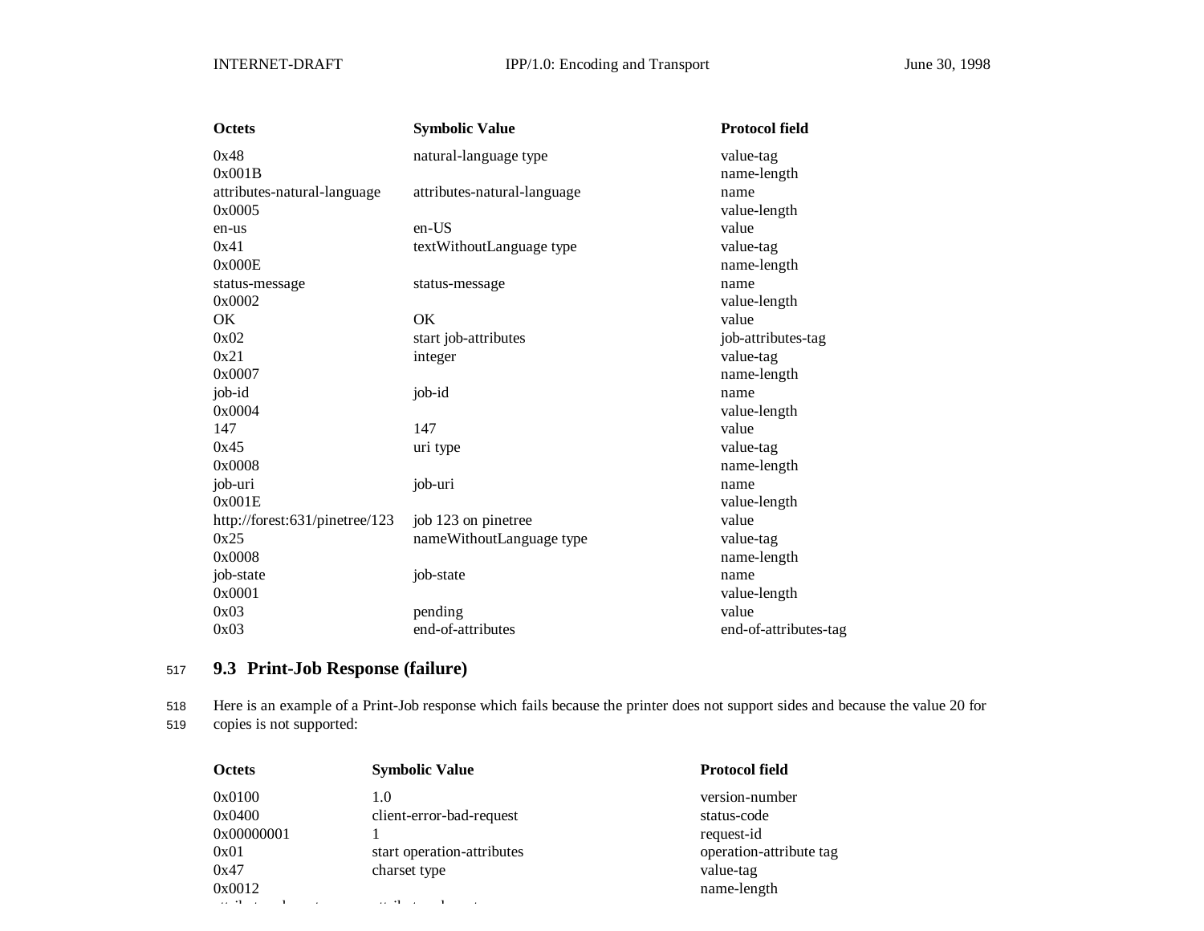| Octets | Symbolic Value | Protocol field |
|---|---|---|
| 0x48 | natural-language type | value-tag |
| 0x001B | | name-length |
| attributes-natural-language | attributes-natural-language | name |
| 0x0005 | | value-length |
| en-us | en-US | value |
| 0x41 | textWithoutLanguage type | value-tag |
| 0x000E | | name-length |
| status-message | status-message | name |
| 0x0002 | | value-length |
| OK | OK | value |
| 0x02 | start job-attributes | job-attributes-tag |
| 0x21 | integer | value-tag |
| 0x0007 | | name-length |
| job-id | job-id | name |
| 0x0004 | | value-length |
| 147 | 147 | value |
| 0x45 | uri type | value-tag |
| 0x0008 | | name-length |
| job-uri | job-uri | name |
| 0x001E | | value-length |
| http://forest:631/pinetree/123 | job 123 on pinetree | value |
| 0x25 | nameWithoutLanguage type | value-tag |
| 0x0008 | | name-length |
| job-state | job-state | name |
| 0x0001 | | value-length |
| 0x03 | pending | value |
| 0x03 | end-of-attributes | end-of-attributes-tag |

## 9.3 Print-Job Response (failure)

Here is an example of a Print-Job response which fails because the printer does not support sides and because the value 20 for copies is not supported:

| Octets | Symbolic Value | Protocol field |
|---|---|---|
| 0x0100 | 1.0 | version-number |
| 0x0400 | client-error-bad-request | status-code |
| 0x00000001 | 1 | request-id |
| 0x01 | start operation-attributes | operation-attribute tag |
| 0x47 | charset type | value-tag |
| 0x0012 | | name-length |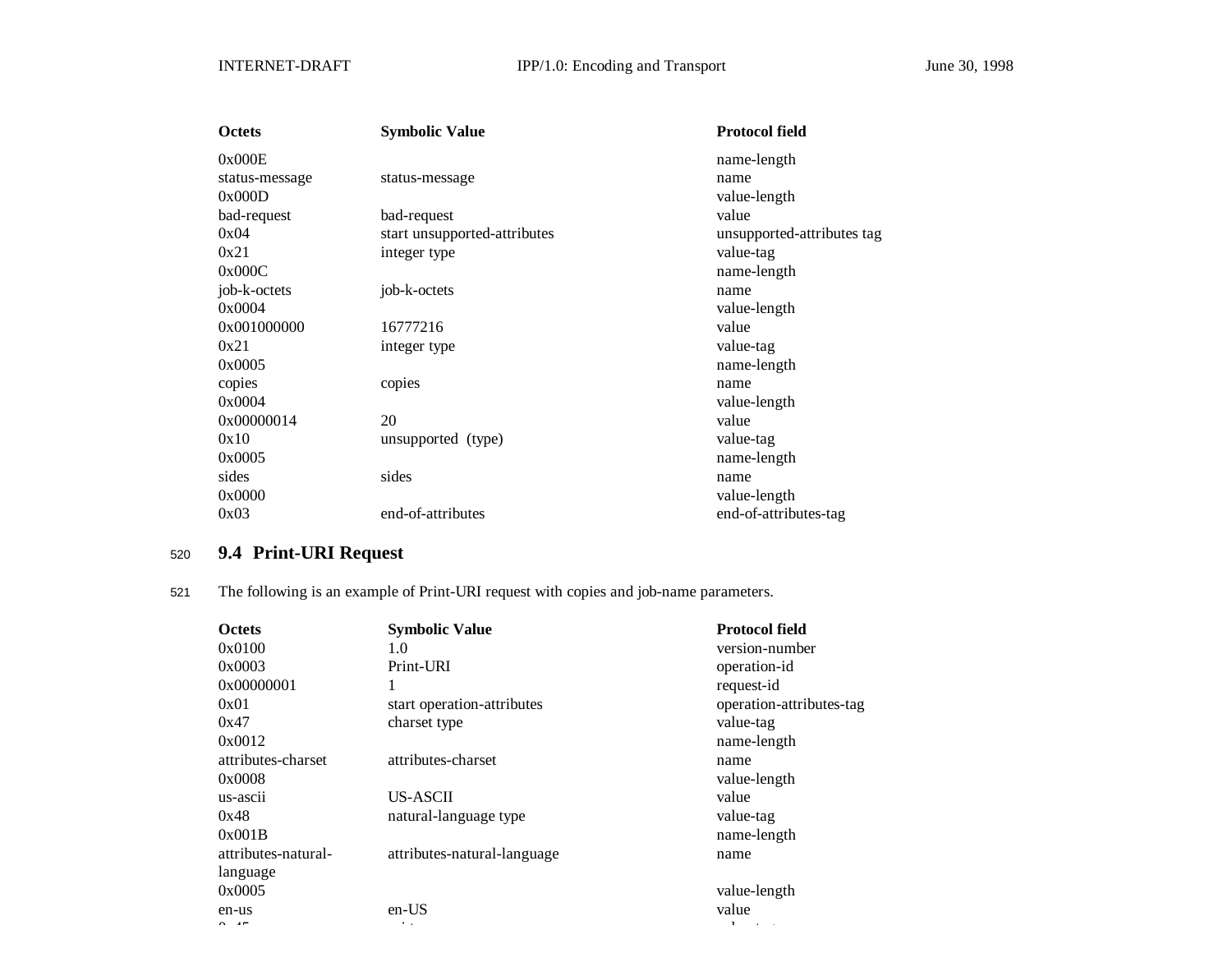| Octets | Symbolic Value | Protocol field |
|---|---|---|
| 0x000E | | name-length |
| status-message | status-message | name |
| 0x000D | | value-length |
| bad-request | bad-request | value |
| 0x04 | start unsupported-attributes | unsupported-attributes tag |
| 0x21 | integer type | value-tag |
| 0x000C | | name-length |
| job-k-octets | job-k-octets | name |
| 0x0004 | | value-length |
| 0x001000000 | 16777216 | value |
| 0x21 | integer type | value-tag |
| 0x0005 | | name-length |
| copies | copies | name |
| 0x0004 | | value-length |
| 0x00000014 | 20 | value |
| 0x10 | unsupported (type) | value-tag |
| 0x0005 | | name-length |
| sides | sides | name |
| 0x0000 | | value-length |
| 0x03 | end-of-attributes | end-of-attributes-tag |

## 9.4 Print-URI Request

The following is an example of Print-URI request with copies and job-name parameters.

| Octets | Symbolic Value | Protocol field |
|---|---|---|
| 0x0100 | 1.0 | version-number |
| 0x0003 | Print-URI | operation-id |
| 0x00000001 | 1 | request-id |
| 0x01 | start operation-attributes | operation-attributes-tag |
| 0x47 | charset type | value-tag |
| 0x0012 | | name-length |
| attributes-charset | attributes-charset | name |
| 0x0008 | | value-length |
| us-ascii | US-ASCII | value |
| 0x48 | natural-language type | value-tag |
| 0x001B | | name-length |
| attributes-natural-language | attributes-natural-language | name |
| 0x0005 | | value-length |
| en-us | en-US | value |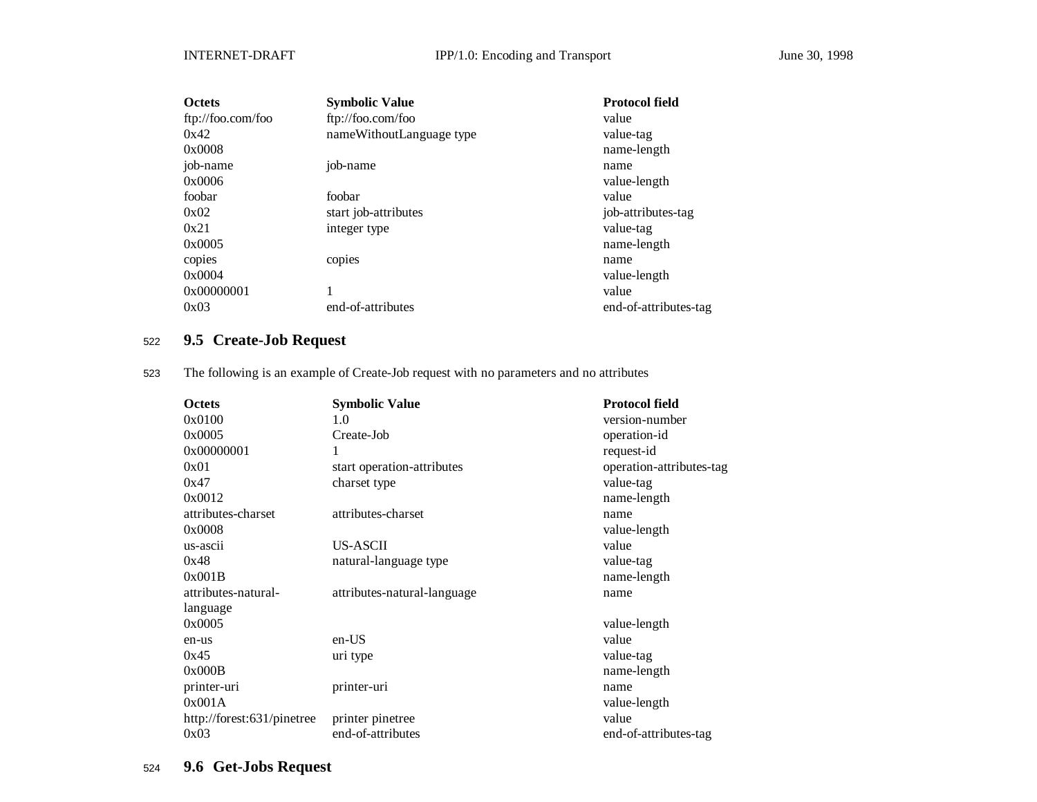| Octets | Symbolic Value | Protocol field |
|---|---|---|
| ftp://foo.com/foo | ftp://foo.com/foo | value |
| 0x42 | nameWithoutLanguage type | value-tag |
| 0x0008 | | name-length |
| job-name | job-name | name |
| 0x0006 | | value-length |
| foobar | foobar | value |
| 0x02 | start job-attributes | job-attributes-tag |
| 0x21 | integer type | value-tag |
| 0x0005 | | name-length |
| copies | copies | name |
| 0x0004 | | value-length |
| 0x00000001 | 1 | value |
| 0x03 | end-of-attributes | end-of-attributes-tag |

## 9.5 Create-Job Request

The following is an example of Create-Job request with no parameters and no attributes

| Octets | Symbolic Value | Protocol field |
|---|---|---|
| 0x0100 | 1.0 | version-number |
| 0x0005 | Create-Job | operation-id |
| 0x00000001 | 1 | request-id |
| 0x01 | start operation-attributes | operation-attributes-tag |
| 0x47 | charset type | value-tag |
| 0x0012 | | name-length |
| attributes-charset | attributes-charset | name |
| 0x0008 | | value-length |
| us-ascii | US-ASCII | value |
| 0x48 | natural-language type | value-tag |
| 0x001B | | name-length |
| attributes-natural-language | attributes-natural-language | name |
| 0x0005 | | value-length |
| en-us | en-US | value |
| 0x45 | uri type | value-tag |
| 0x000B | | name-length |
| printer-uri | printer-uri | name |
| 0x001A | | value-length |
| http://forest:631/pinetree | printer pinetree | value |
| 0x03 | end-of-attributes | end-of-attributes-tag |

## 9.6 Get-Jobs Request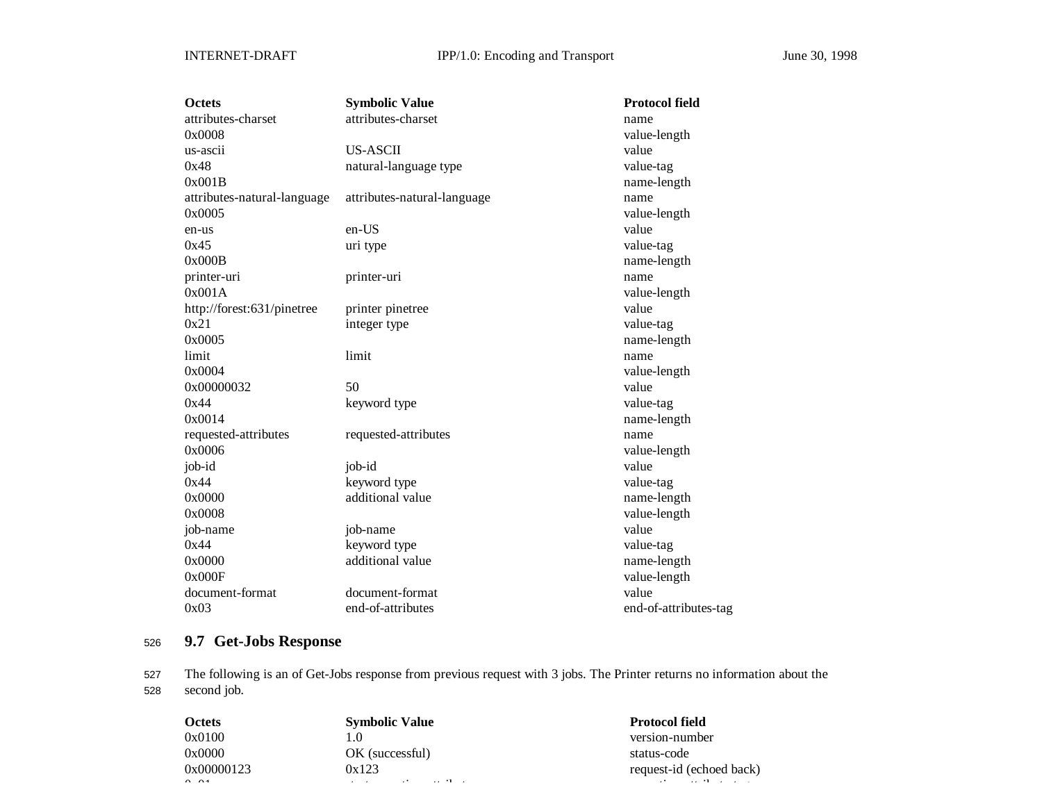| Octets | Symbolic Value | Protocol field |
|---|---|---|
| attributes-charset | attributes-charset | name |
| 0x0008 | | value-length |
| us-ascii | US-ASCII | value |
| 0x48 | natural-language type | value-tag |
| 0x001B | | name-length |
| attributes-natural-language | attributes-natural-language | name |
| 0x0005 | | value-length |
| en-us | en-US | value |
| 0x45 | uri type | value-tag |
| 0x000B | | name-length |
| printer-uri | printer-uri | name |
| 0x001A | | value-length |
| http://forest:631/pinetree | printer pinetree | value |
| 0x21 | integer type | value-tag |
| 0x0005 | | name-length |
| limit | limit | name |
| 0x0004 | | value-length |
| 0x00000032 | 50 | value |
| 0x44 | keyword type | value-tag |
| 0x0014 | | name-length |
| requested-attributes | requested-attributes | name |
| 0x0006 | | value-length |
| job-id | job-id | value |
| 0x44 | keyword type | value-tag |
| 0x0000 | additional value | name-length |
| 0x0008 | | value-length |
| job-name | job-name | value |
| 0x44 | keyword type | value-tag |
| 0x0000 | additional value | name-length |
| 0x000F | | value-length |
| document-format | document-format | value |
| 0x03 | end-of-attributes | end-of-attributes-tag |

## 9.7 Get-Jobs Response

The following is an of Get-Jobs response from previous request with 3 jobs. The Printer returns no information about the second job.

| Octets | Symbolic Value | Protocol field |
|---|---|---|
| 0x0100 | 1.0 | version-number |
| 0x0000 | OK (successful) | status-code |
| 0x00000123 | 0x123 | request-id (echoed back) |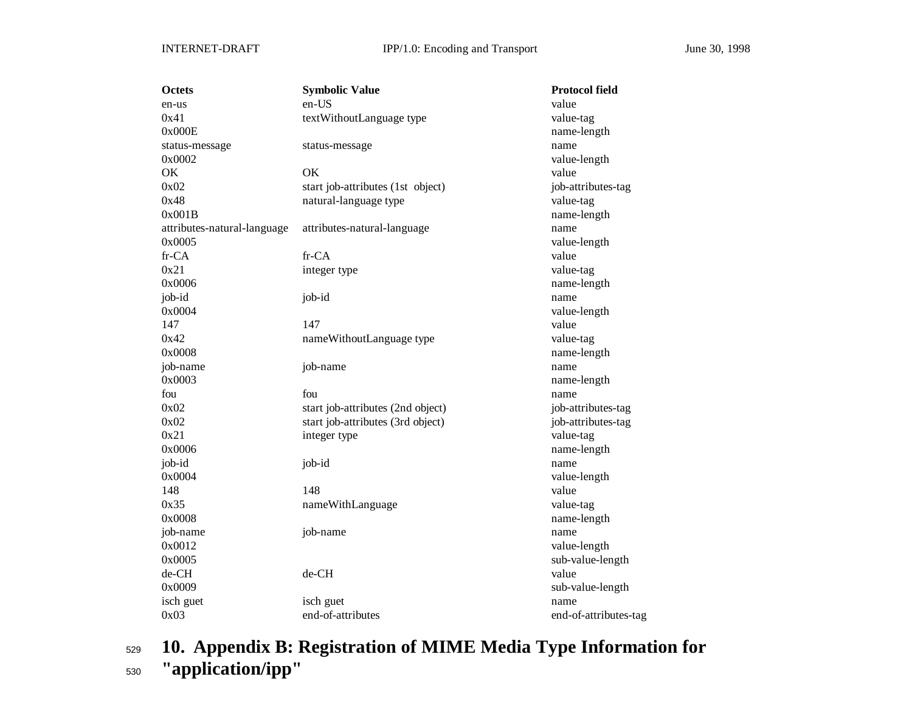| Octets | Symbolic Value | Protocol field |
|---|---|---|
| en-us | en-US | value |
| 0x41 | textWithoutLanguage type | value-tag |
| 0x000E | | name-length |
| status-message | status-message | name |
| 0x0002 | | value-length |
| OK | OK | value |
| 0x02 | start job-attributes (1st object) | job-attributes-tag |
| 0x48 | natural-language type | value-tag |
| 0x001B | | name-length |
| attributes-natural-language | attributes-natural-language | name |
| 0x0005 | | value-length |
| fr-CA | fr-CA | value |
| 0x21 | integer type | value-tag |
| 0x0006 | | name-length |
| job-id | job-id | name |
| 0x0004 | | value-length |
| 147 | 147 | value |
| 0x42 | nameWithoutLanguage type | value-tag |
| 0x0008 | | name-length |
| job-name | job-name | name |
| 0x0003 | | name-length |
| fou | fou | name |
| 0x02 | start job-attributes (2nd object) | job-attributes-tag |
| 0x02 | start job-attributes (3rd object) | job-attributes-tag |
| 0x21 | integer type | value-tag |
| 0x0006 | | name-length |
| job-id | job-id | name |
| 0x0004 | | value-length |
| 148 | 148 | value |
| 0x35 | nameWithLanguage | value-tag |
| 0x0008 | | name-length |
| job-name | job-name | name |
| 0x0012 | | value-length |
| 0x0005 | | sub-value-length |
| de-CH | de-CH | value |
| 0x0009 | | sub-value-length |
| isch guet | isch guet | name |
| 0x03 | end-of-attributes | end-of-attributes-tag |

# 10. Appendix B: Registration of MIME Media Type Information for "application/ipp"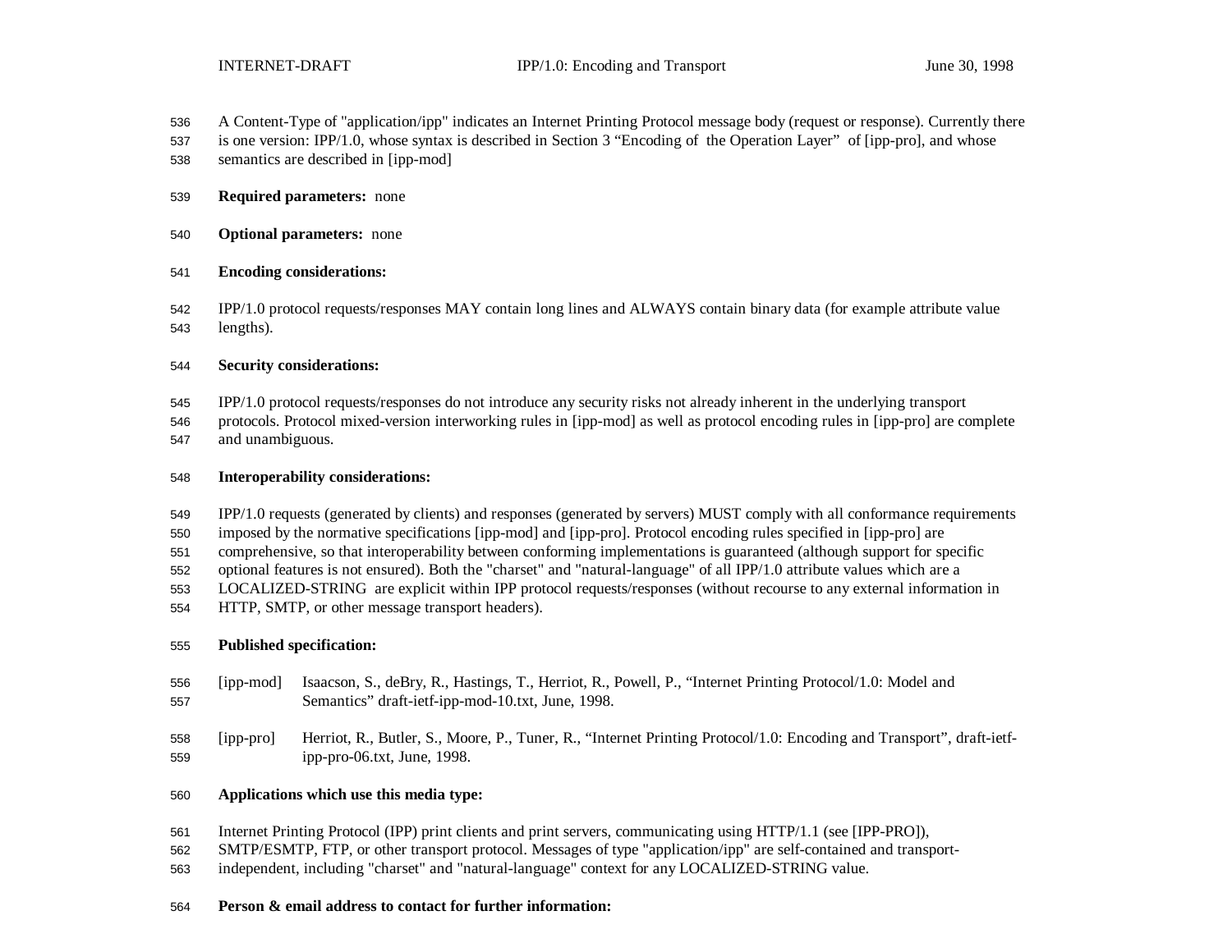A Content-Type of "application/ipp" indicates an Internet Printing Protocol message body (request or response). Currently there is one version: IPP/1.0, whose syntax is described in Section 3 “Encoding of the Operation Layer” of [ipp-pro], and whose semantics are described in [ipp-mod]

**Required parameters:** none

**Optional parameters:** none

**Encoding considerations:**

IPP/1.0 protocol requests/responses MAY contain long lines and ALWAYS contain binary data (for example attribute value lengths).

**Security considerations:**

IPP/1.0 protocol requests/responses do not introduce any security risks not already inherent in the underlying transport protocols. Protocol mixed-version interworking rules in [ipp-mod] as well as protocol encoding rules in [ipp-pro] are complete and unambiguous.

**Interoperability considerations:**

IPP/1.0 requests (generated by clients) and responses (generated by servers) MUST comply with all conformance requirements imposed by the normative specifications [ipp-mod] and [ipp-pro]. Protocol encoding rules specified in [ipp-pro] are comprehensive, so that interoperability between conforming implementations is guaranteed (although support for specific optional features is not ensured). Both the "charset" and "natural-language" of all IPP/1.0 attribute values which are a LOCALIZED-STRING are explicit within IPP protocol requests/responses (without recourse to any external information in HTTP, SMTP, or other message transport headers).

**Published specification:**

[ipp-mod] Isaacson, S., deBry, R., Hastings, T., Herriot, R., Powell, P., “Internet Printing Protocol/1.0: Model and Semantics” draft-ietf-ipp-mod-10.txt, June, 1998.

[ipp-pro] Herriot, R., Butler, S., Moore, P., Tuner, R., “Internet Printing Protocol/1.0: Encoding and Transport”, draft-ietf-ipp-pro-06.txt, June, 1998.

**Applications which use this media type:**

Internet Printing Protocol (IPP) print clients and print servers, communicating using HTTP/1.1 (see [IPP-PRO]), SMTP/ESMTP, FTP, or other transport protocol. Messages of type "application/ipp" are self-contained and transport-independent, including "charset" and "natural-language" context for any LOCALIZED-STRING value.

**Person & email address to contact for further information:**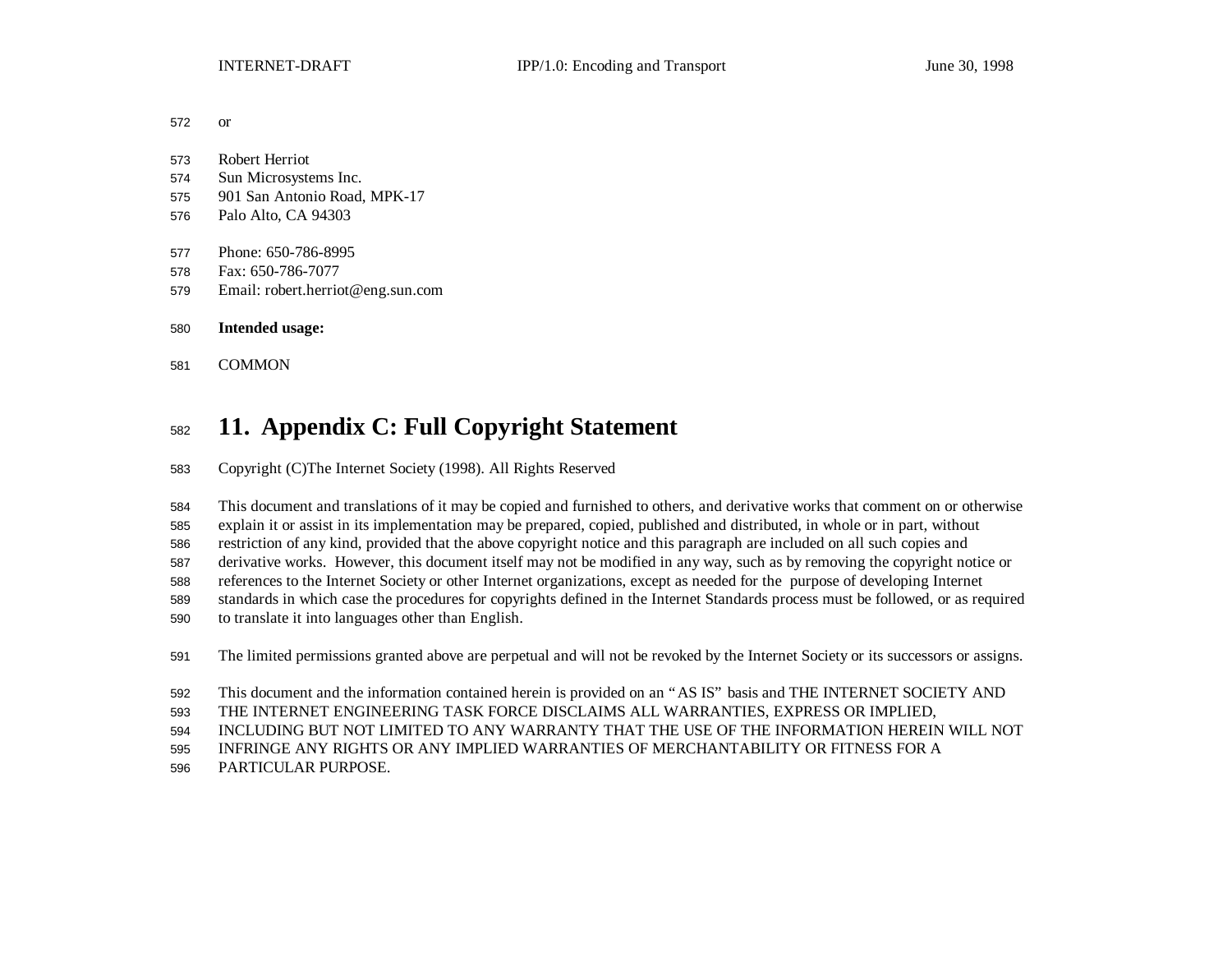or

Robert Herriot
Sun Microsystems Inc.
901 San Antonio Road, MPK-17
Palo Alto, CA 94303

Phone: 650-786-8995
Fax: 650-786-7077
Email: robert.herriot@eng.sun.com

**Intended usage:**

COMMON

# 11. Appendix C: Full Copyright Statement

Copyright (C)The Internet Society (1998). All Rights Reserved

This document and translations of it may be copied and furnished to others, and derivative works that comment on or otherwise explain it or assist in its implementation may be prepared, copied, published and distributed, in whole or in part, without restriction of any kind, provided that the above copyright notice and this paragraph are included on all such copies and derivative works. However, this document itself may not be modified in any way, such as by removing the copyright notice or references to the Internet Society or other Internet organizations, except as needed for the purpose of developing Internet standards in which case the procedures for copyrights defined in the Internet Standards process must be followed, or as required to translate it into languages other than English.

The limited permissions granted above are perpetual and will not be revoked by the Internet Society or its successors or assigns.

This document and the information contained herein is provided on an "AS IS" basis and THE INTERNET SOCIETY AND THE INTERNET ENGINEERING TASK FORCE DISCLAIMS ALL WARRANTIES, EXPRESS OR IMPLIED, INCLUDING BUT NOT LIMITED TO ANY WARRANTY THAT THE USE OF THE INFORMATION HEREIN WILL NOT INFRINGE ANY RIGHTS OR ANY IMPLIED WARRANTIES OF MERCHANTABILITY OR FITNESS FOR A PARTICULAR PURPOSE.